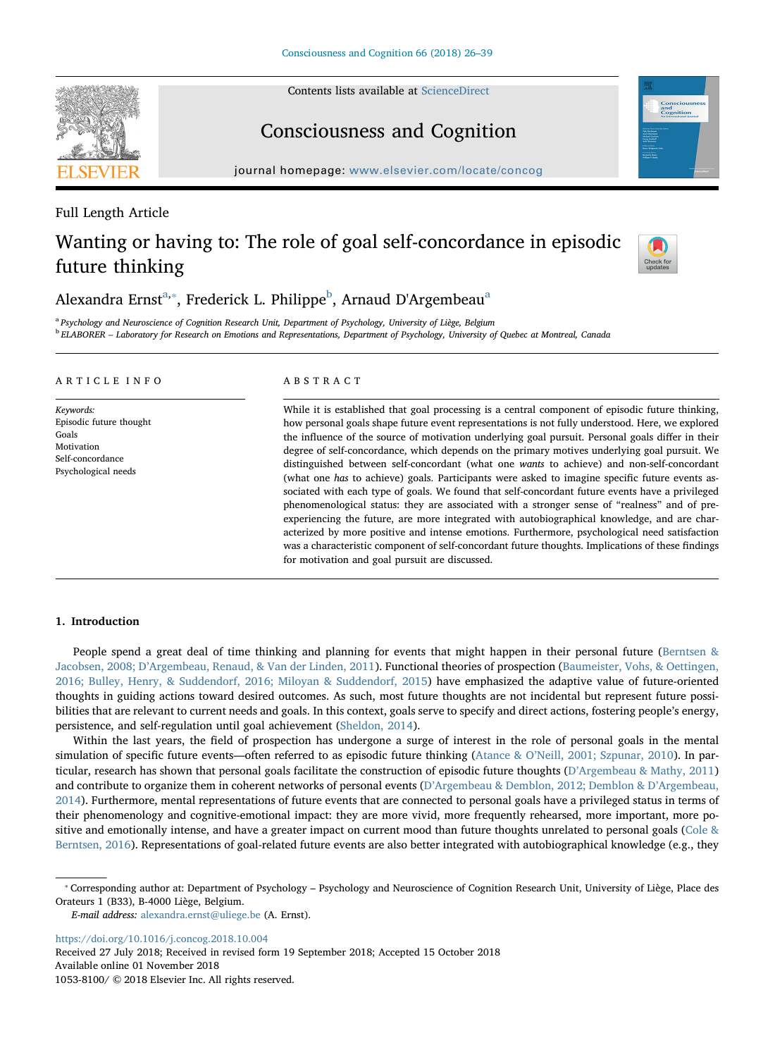Full Length Article

# Wanting or having to: The role of goal self-concordance in episodic future thinking

Alexandra Ernst[a,*], Frederick L. Philippe[b], Arnaud D'Argembeau[a]

[a] Psychology and Neuroscience of Cognition Research Unit, Department of Psychology, University of Liège, Belgium

[b] ELABORER – Laboratory for Research on Emotions and Representations, Department of Psychology, University of Quebec at Montreal, Canada

## ARTICLE INFO

*Keywords:*
Episodic future thought
Goals
Motivation
Self-concordance
Psychological needs

## ABSTRACT

While it is established that goal processing is a central component of episodic future thinking, how personal goals shape future event representations is not fully understood. Here, we explored the influence of the source of motivation underlying goal pursuit. Personal goals differ in their degree of self-concordance, which depends on the primary motives underlying goal pursuit. We distinguished between self-concordant (what one *wants* to achieve) and non-self-concordant (what one *has* to achieve) goals. Participants were asked to imagine specific future events associated with each type of goals. We found that self-concordant future events have a privileged phenomenological status: they are associated with a stronger sense of "realness" and of pre-experiencing the future, are more integrated with autobiographical knowledge, and are characterized by more positive and intense emotions. Furthermore, psychological need satisfaction was a characteristic component of self-concordant future thoughts. Implications of these findings for motivation and goal pursuit are discussed.

## 1. Introduction

People spend a great deal of time thinking and planning for events that might happen in their personal future (Berntsen & Jacobsen, 2008; D'Argembeau, Renaud, & Van der Linden, 2011). Functional theories of prospection (Baumeister, Vohs, & Oettingen, 2016; Bulley, Henry, & Suddendorf, 2016; Miloyan & Suddendorf, 2015) have emphasized the adaptive value of future-oriented thoughts in guiding actions toward desired outcomes. As such, most future thoughts are not incidental but represent future possibilities that are relevant to current needs and goals. In this context, goals serve to specify and direct actions, fostering people's energy, persistence, and self-regulation until goal achievement (Sheldon, 2014).

Within the last years, the field of prospection has undergone a surge of interest in the role of personal goals in the mental simulation of specific future events—often referred to as episodic future thinking (Atance & O'Neill, 2001; Szpunar, 2010). In particular, research has shown that personal goals facilitate the construction of episodic future thoughts (D'Argembeau & Mathy, 2011) and contribute to organize them in coherent networks of personal events (D'Argembeau & Demblon, 2012; Demblon & D'Argembeau, 2014). Furthermore, mental representations of future events that are connected to personal goals have a privileged status in terms of their phenomenology and cognitive-emotional impact: they are more vivid, more frequently rehearsed, more important, more positive and emotionally intense, and have a greater impact on current mood than future thoughts unrelated to personal goals (Cole & Berntsen, 2016). Representations of goal-related future events are also better integrated with autobiographical knowledge (e.g., they

* Corresponding author at: Department of Psychology – Psychology and Neuroscience of Cognition Research Unit, University of Liège, Place des Orateurs 1 (B33), B-4000 Liège, Belgium.
*E-mail address:* alexandra.ernst@uliege.be (A. Ernst).

https://doi.org/10.1016/j.concog.2018.10.004
Received 27 July 2018; Received in revised form 19 September 2018; Accepted 15 October 2018
Available online 01 November 2018
1053-8100/ © 2018 Elsevier Inc. All rights reserved.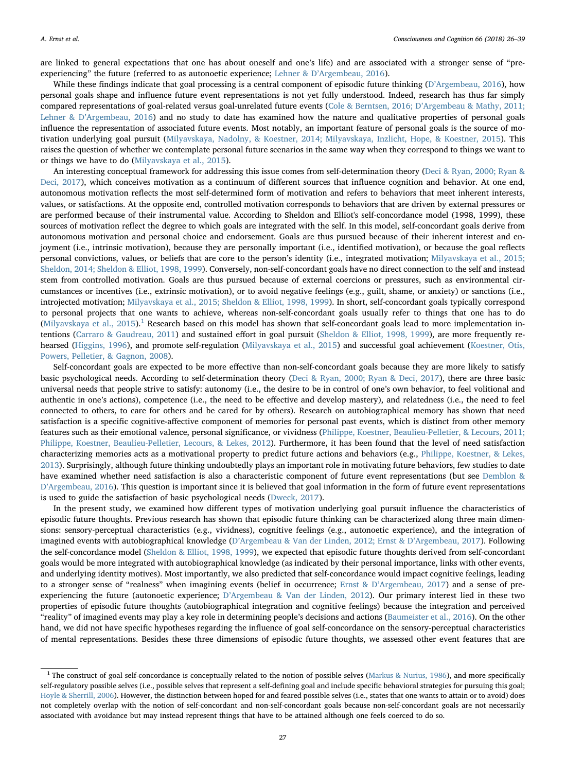are linked to general expectations that one has about oneself and one's life) and are associated with a stronger sense of "pre-experiencing" the future (referred to as autonoetic experience; Lehner & D'Argembeau, 2016).

While these findings indicate that goal processing is a central component of episodic future thinking (D'Argembeau, 2016), how personal goals shape and influence future event representations is not yet fully understood. Indeed, research has thus far simply compared representations of goal-related versus goal-unrelated future events (Cole & Berntsen, 2016; D'Argembeau & Mathy, 2011; Lehner & D'Argembeau, 2016) and no study to date has examined how the nature and qualitative properties of personal goals influence the representation of associated future events. Most notably, an important feature of personal goals is the source of motivation underlying goal pursuit (Milyavskaya, Nadolny, & Koestner, 2014; Milyavskaya, Inzlicht, Hope, & Koestner, 2015). This raises the question of whether we contemplate personal future scenarios in the same way when they correspond to things we want to or things we have to do (Milyavskaya et al., 2015).

An interesting conceptual framework for addressing this issue comes from self-determination theory (Deci & Ryan, 2000; Ryan & Deci, 2017), which conceives motivation as a continuum of different sources that influence cognition and behavior. At one end, autonomous motivation reflects the most self-determined form of motivation and refers to behaviors that meet inherent interests, values, or satisfactions. At the opposite end, controlled motivation corresponds to behaviors that are driven by external pressures or are performed because of their instrumental value. According to Sheldon and Elliot's self-concordance model (1998, 1999), these sources of motivation reflect the degree to which goals are integrated with the self. In this model, self-concordant goals derive from autonomous motivation and personal choice and endorsement. Goals are thus pursued because of their inherent interest and enjoyment (i.e., intrinsic motivation), because they are personally important (i.e., identified motivation), or because the goal reflects personal convictions, values, or beliefs that are core to the person's identity (i.e., integrated motivation; Milyavskaya et al., 2015; Sheldon, 2014; Sheldon & Elliot, 1998, 1999). Conversely, non-self-concordant goals have no direct connection to the self and instead stem from controlled motivation. Goals are thus pursued because of external coercions or pressures, such as environmental circumstances or incentives (i.e., extrinsic motivation), or to avoid negative feelings (e.g., guilt, shame, or anxiety) or sanctions (i.e., introjected motivation; Milyavskaya et al., 2015; Sheldon & Elliot, 1998, 1999). In short, self-concordant goals typically correspond to personal projects that one wants to achieve, whereas non-self-concordant goals usually refer to things that one has to do (Milyavskaya et al., 2015).[1] Research based on this model has shown that self-concordant goals lead to more implementation intentions (Carraro & Gaudreau, 2011) and sustained effort in goal pursuit (Sheldon & Elliot, 1998, 1999), are more frequently rehearsed (Higgins, 1996), and promote self-regulation (Milyavskaya et al., 2015) and successful goal achievement (Koestner, Otis, Powers, Pelletier, & Gagnon, 2008).

Self-concordant goals are expected to be more effective than non-self-concordant goals because they are more likely to satisfy basic psychological needs. According to self-determination theory (Deci & Ryan, 2000; Ryan & Deci, 2017), there are three basic universal needs that people strive to satisfy: autonomy (i.e., the desire to be in control of one's own behavior, to feel volitional and authentic in one's actions), competence (i.e., the need to be effective and develop mastery), and relatedness (i.e., the need to feel connected to others, to care for others and be cared for by others). Research on autobiographical memory has shown that need satisfaction is a specific cognitive-affective component of memories for personal past events, which is distinct from other memory features such as their emotional valence, personal significance, or vividness (Philippe, Koestner, Beaulieu-Pelletier, & Lecours, 2011; Philippe, Koestner, Beaulieu-Pelletier, Lecours, & Lekes, 2012). Furthermore, it has been found that the level of need satisfaction characterizing memories acts as a motivational property to predict future actions and behaviors (e.g., Philippe, Koestner, & Lekes, 2013). Surprisingly, although future thinking undoubtedly plays an important role in motivating future behaviors, few studies to date have examined whether need satisfaction is also a characteristic component of future event representations (but see Demblon & D'Argembeau, 2016). This question is important since it is believed that goal information in the form of future event representations is used to guide the satisfaction of basic psychological needs (Dweck, 2017).

In the present study, we examined how different types of motivation underlying goal pursuit influence the characteristics of episodic future thoughts. Previous research has shown that episodic future thinking can be characterized along three main dimensions: sensory-perceptual characteristics (e.g., vividness), cognitive feelings (e.g., autonoetic experience), and the integration of imagined events with autobiographical knowledge (D'Argembeau & Van der Linden, 2012; Ernst & D'Argembeau, 2017). Following the self-concordance model (Sheldon & Elliot, 1998, 1999), we expected that episodic future thoughts derived from self-concordant goals would be more integrated with autobiographical knowledge (as indicated by their personal importance, links with other events, and underlying identity motives). Most importantly, we also predicted that self-concordance would impact cognitive feelings, leading to a stronger sense of "realness" when imagining events (belief in occurrence; Ernst & D'Argembeau, 2017) and a sense of pre-experiencing the future (autonoetic experience; D'Argembeau & Van der Linden, 2012). Our primary interest lied in these two properties of episodic future thoughts (autobiographical integration and cognitive feelings) because the integration and perceived "reality" of imagined events may play a key role in determining people's decisions and actions (Baumeister et al., 2016). On the other hand, we did not have specific hypotheses regarding the influence of goal self-concordance on the sensory-perceptual characteristics of mental representations. Besides these three dimensions of episodic future thoughts, we assessed other event features that are

---

[1] The construct of goal self-concordance is conceptually related to the notion of possible selves (Markus & Nurius, 1986), and more specifically self-regulatory possible selves (i.e., possible selves that represent a self-defining goal and include specific behavioral strategies for pursuing this goal; Hoyle & Sherrill, 2006). However, the distinction between hoped for and feared possible selves (i.e., states that one wants to attain or to avoid) does not completely overlap with the notion of self-concordant and non-self-concordant goals because non-self-concordant goals are not necessarily associated with avoidance but may instead represent things that have to be attained although one feels coerced to do so.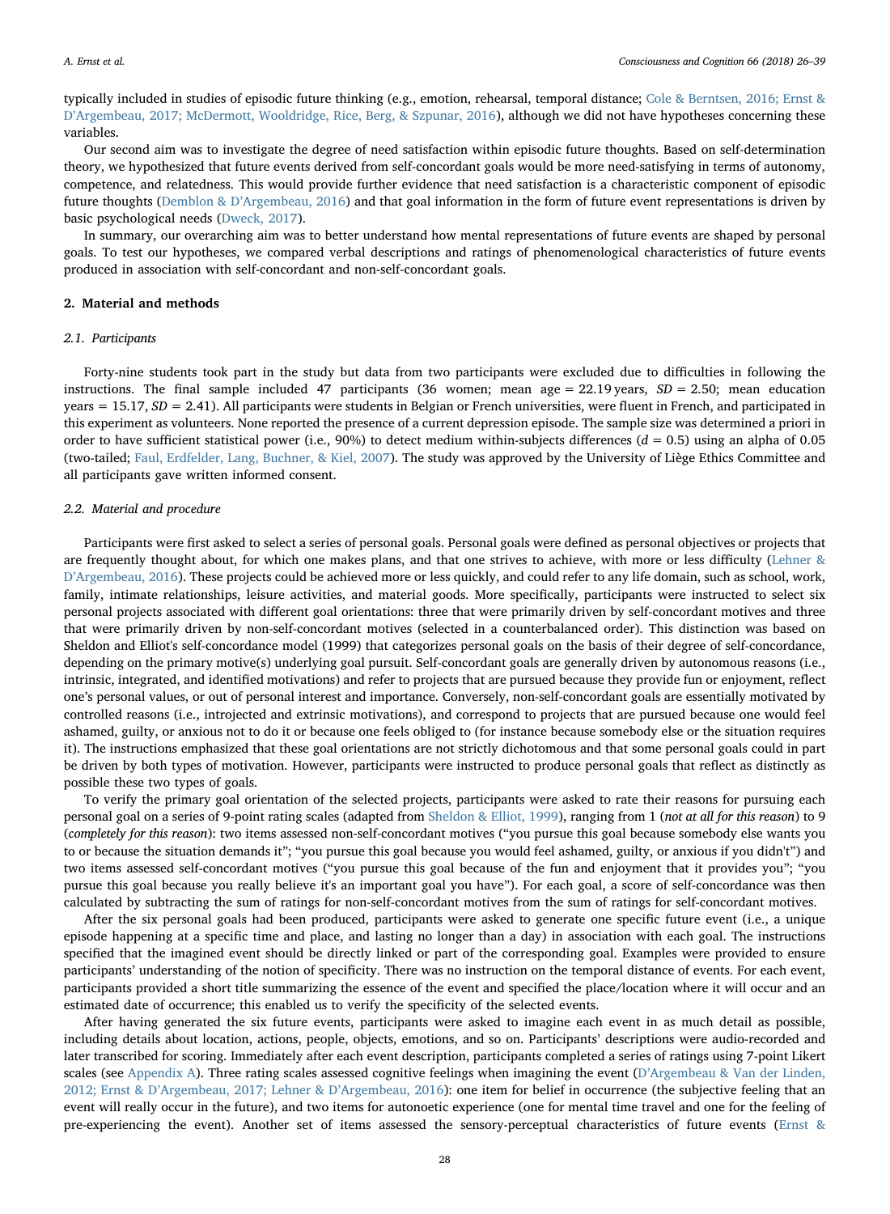typically included in studies of episodic future thinking (e.g., emotion, rehearsal, temporal distance; Cole & Berntsen, 2016; Ernst & D'Argembeau, 2017; McDermott, Wooldridge, Rice, Berg, & Szpunar, 2016), although we did not have hypotheses concerning these variables.

Our second aim was to investigate the degree of need satisfaction within episodic future thoughts. Based on self-determination theory, we hypothesized that future events derived from self-concordant goals would be more need-satisfying in terms of autonomy, competence, and relatedness. This would provide further evidence that need satisfaction is a characteristic component of episodic future thoughts (Demblon & D'Argembeau, 2016) and that goal information in the form of future event representations is driven by basic psychological needs (Dweck, 2017).

In summary, our overarching aim was to better understand how mental representations of future events are shaped by personal goals. To test our hypotheses, we compared verbal descriptions and ratings of phenomenological characteristics of future events produced in association with self-concordant and non-self-concordant goals.

## 2. Material and methods

### 2.1. Participants

Forty-nine students took part in the study but data from two participants were excluded due to difficulties in following the instructions. The final sample included 47 participants (36 women; mean age = 22.19 years, $SD = 2.50$; mean education years = 15.17, $SD = 2.41$). All participants were students in Belgian or French universities, were fluent in French, and participated in this experiment as volunteers. None reported the presence of a current depression episode. The sample size was determined a priori in order to have sufficient statistical power (i.e., 90%) to detect medium within-subjects differences ($d = 0.5$) using an alpha of 0.05 (two-tailed; Faul, Erdfelder, Lang, Buchner, & Kiel, 2007). The study was approved by the University of Liège Ethics Committee and all participants gave written informed consent.

### 2.2. Material and procedure

Participants were first asked to select a series of personal goals. Personal goals were defined as personal objectives or projects that are frequently thought about, for which one makes plans, and that one strives to achieve, with more or less difficulty (Lehner & D'Argembeau, 2016). These projects could be achieved more or less quickly, and could refer to any life domain, such as school, work, family, intimate relationships, leisure activities, and material goods. More specifically, participants were instructed to select six personal projects associated with different goal orientations: three that were primarily driven by self-concordant motives and three that were primarily driven by non-self-concordant motives (selected in a counterbalanced order). This distinction was based on Sheldon and Elliot's self-concordance model (1999) that categorizes personal goals on the basis of their degree of self-concordance, depending on the primary motive(s) underlying goal pursuit. Self-concordant goals are generally driven by autonomous reasons (i.e., intrinsic, integrated, and identified motivations) and refer to projects that are pursued because they provide fun or enjoyment, reflect one's personal values, or out of personal interest and importance. Conversely, non-self-concordant goals are essentially motivated by controlled reasons (i.e., introjected and extrinsic motivations), and correspond to projects that are pursued because one would feel ashamed, guilty, or anxious not to do it or because one feels obliged to (for instance because somebody else or the situation requires it). The instructions emphasized that these goal orientations are not strictly dichotomous and that some personal goals could in part be driven by both types of motivation. However, participants were instructed to produce personal goals that reflect as distinctly as possible these two types of goals.

To verify the primary goal orientation of the selected projects, participants were asked to rate their reasons for pursuing each personal goal on a series of 9-point rating scales (adapted from Sheldon & Elliot, 1999), ranging from 1 (*not at all for this reason*) to 9 (*completely for this reason*): two items assessed non-self-concordant motives ("you pursue this goal because somebody else wants you to or because the situation demands it"; "you pursue this goal because you would feel ashamed, guilty, or anxious if you didn't") and two items assessed self-concordant motives ("you pursue this goal because of the fun and enjoyment that it provides you"; "you pursue this goal because you really believe it's an important goal you have"). For each goal, a score of self-concordance was then calculated by subtracting the sum of ratings for non-self-concordant motives from the sum of ratings for self-concordant motives.

After the six personal goals had been produced, participants were asked to generate one specific future event (i.e., a unique episode happening at a specific time and place, and lasting no longer than a day) in association with each goal. The instructions specified that the imagined event should be directly linked or part of the corresponding goal. Examples were provided to ensure participants' understanding of the notion of specificity. There was no instruction on the temporal distance of events. For each event, participants provided a short title summarizing the essence of the event and specified the place/location where it will occur and an estimated date of occurrence; this enabled us to verify the specificity of the selected events.

After having generated the six future events, participants were asked to imagine each event in as much detail as possible, including details about location, actions, people, objects, emotions, and so on. Participants' descriptions were audio-recorded and later transcribed for scoring. Immediately after each event description, participants completed a series of ratings using 7-point Likert scales (see Appendix A). Three rating scales assessed cognitive feelings when imagining the event (D'Argembeau & Van der Linden, 2012; Ernst & D'Argembeau, 2017; Lehner & D'Argembeau, 2016): one item for belief in occurrence (the subjective feeling that an event will really occur in the future), and two items for autonoetic experience (one for mental time travel and one for the feeling of pre-experiencing the event). Another set of items assessed the sensory-perceptual characteristics of future events (Ernst &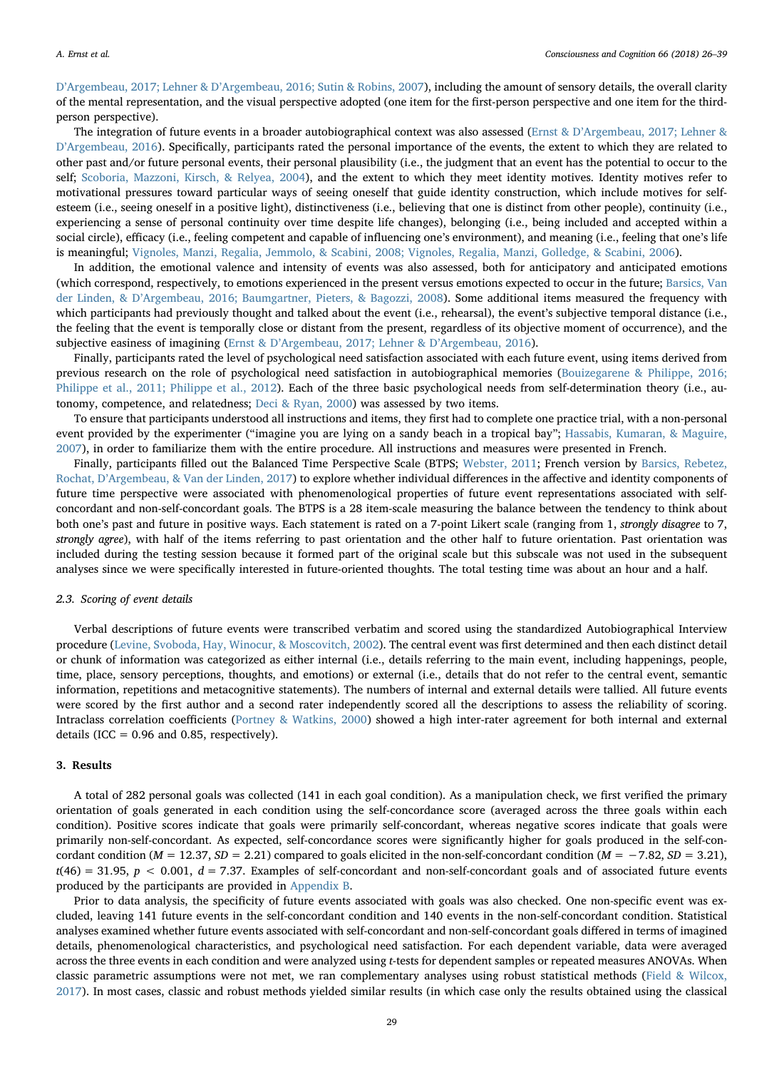D'Argembeau, 2017; Lehner & D'Argembeau, 2016; Sutin & Robins, 2007), including the amount of sensory details, the overall clarity of the mental representation, and the visual perspective adopted (one item for the first-person perspective and one item for the third-person perspective).

The integration of future events in a broader autobiographical context was also assessed (Ernst & D'Argembeau, 2017; Lehner & D'Argembeau, 2016). Specifically, participants rated the personal importance of the events, the extent to which they are related to other past and/or future personal events, their personal plausibility (i.e., the judgment that an event has the potential to occur to the self; Scoboria, Mazzoni, Kirsch, & Relyea, 2004), and the extent to which they meet identity motives. Identity motives refer to motivational pressures toward particular ways of seeing oneself that guide identity construction, which include motives for self-esteem (i.e., seeing oneself in a positive light), distinctiveness (i.e., believing that one is distinct from other people), continuity (i.e., experiencing a sense of personal continuity over time despite life changes), belonging (i.e., being included and accepted within a social circle), efficacy (i.e., feeling competent and capable of influencing one's environment), and meaning (i.e., feeling that one's life is meaningful; Vignoles, Manzi, Regalia, Jemmolo, & Scabini, 2008; Vignoles, Regalia, Manzi, Golledge, & Scabini, 2006).

In addition, the emotional valence and intensity of events was also assessed, both for anticipatory and anticipated emotions (which correspond, respectively, to emotions experienced in the present versus emotions expected to occur in the future; Barsics, Van der Linden, & D'Argembeau, 2016; Baumgartner, Pieters, & Bagozzi, 2008). Some additional items measured the frequency with which participants had previously thought and talked about the event (i.e., rehearsal), the event's subjective temporal distance (i.e., the feeling that the event is temporally close or distant from the present, regardless of its objective moment of occurrence), and the subjective easiness of imagining (Ernst & D'Argembeau, 2017; Lehner & D'Argembeau, 2016).

Finally, participants rated the level of psychological need satisfaction associated with each future event, using items derived from previous research on the role of psychological need satisfaction in autobiographical memories (Bouizegarene & Philippe, 2016; Philippe et al., 2011; Philippe et al., 2012). Each of the three basic psychological needs from self-determination theory (i.e., autonomy, competence, and relatedness; Deci & Ryan, 2000) was assessed by two items.

To ensure that participants understood all instructions and items, they first had to complete one practice trial, with a non-personal event provided by the experimenter ("imagine you are lying on a sandy beach in a tropical bay"; Hassabis, Kumaran, & Maguire, 2007), in order to familiarize them with the entire procedure. All instructions and measures were presented in French.

Finally, participants filled out the Balanced Time Perspective Scale (BTPS; Webster, 2011; French version by Barsics, Rebetez, Rochat, D'Argembeau, & Van der Linden, 2017) to explore whether individual differences in the affective and identity components of future time perspective were associated with phenomenological properties of future event representations associated with self-concordant and non-self-concordant goals. The BTPS is a 28 item-scale measuring the balance between the tendency to think about both one's past and future in positive ways. Each statement is rated on a 7-point Likert scale (ranging from 1, *strongly disagree* to 7, *strongly agree*), with half of the items referring to past orientation and the other half to future orientation. Past orientation was included during the testing session because it formed part of the original scale but this subscale was not used in the subsequent analyses since we were specifically interested in future-oriented thoughts. The total testing time was about an hour and a half.

### 2.3. Scoring of event details

Verbal descriptions of future events were transcribed verbatim and scored using the standardized Autobiographical Interview procedure (Levine, Svoboda, Hay, Winocur, & Moscovitch, 2002). The central event was first determined and then each distinct detail or chunk of information was categorized as either internal (i.e., details referring to the main event, including happenings, people, time, place, sensory perceptions, thoughts, and emotions) or external (i.e., details that do not refer to the central event, semantic information, repetitions and metacognitive statements). The numbers of internal and external details were tallied. All future events were scored by the first author and a second rater independently scored all the descriptions to assess the reliability of scoring. Intraclass correlation coefficients (Portney & Watkins, 2000) showed a high inter-rater agreement for both internal and external details (ICC = 0.96 and 0.85, respectively).

## 3. Results

A total of 282 personal goals was collected (141 in each goal condition). As a manipulation check, we first verified the primary orientation of goals generated in each condition using the self-concordance score (averaged across the three goals within each condition). Positive scores indicate that goals were primarily self-concordant, whereas negative scores indicate that goals were primarily non-self-concordant. As expected, self-concordance scores were significantly higher for goals produced in the self-concordant condition ($M = 12.37$, $SD = 2.21$) compared to goals elicited in the non-self-concordant condition ($M = -7.82$, $SD = 3.21$), $t(46) = 31.95$, $p < 0.001$, $d = 7.37$. Examples of self-concordant and non-self-concordant goals and of associated future events produced by the participants are provided in Appendix B.

Prior to data analysis, the specificity of future events associated with goals was also checked. One non-specific event was excluded, leaving 141 future events in the self-concordant condition and 140 events in the non-self-concordant condition. Statistical analyses examined whether future events associated with self-concordant and non-self-concordant goals differed in terms of imagined details, phenomenological characteristics, and psychological need satisfaction. For each dependent variable, data were averaged across the three events in each condition and were analyzed using *t*-tests for dependent samples or repeated measures ANOVAs. When classic parametric assumptions were not met, we ran complementary analyses using robust statistical methods (Field & Wilcox, 2017). In most cases, classic and robust methods yielded similar results (in which case only the results obtained using the classical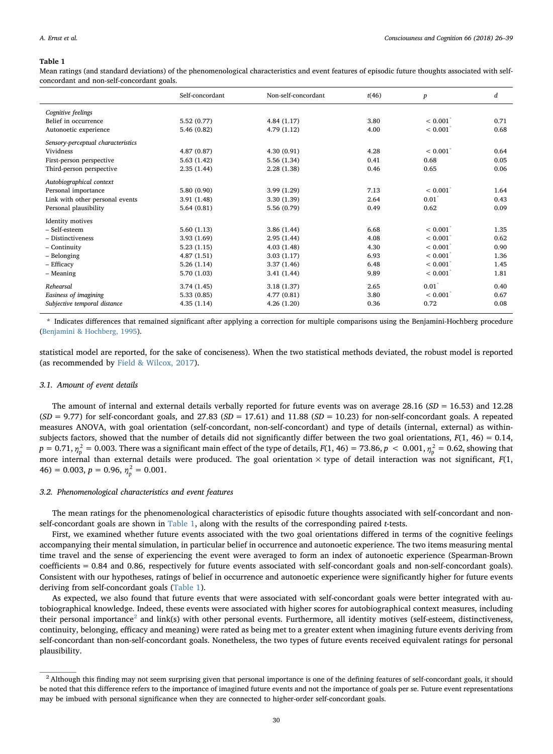**Table 1**

Mean ratings (and standard deviations) of the phenomenological characteristics and event features of episodic future thoughts associated with self-concordant and non-self-concordant goals.

| | Self-concordant | Non-self-concordant | $t(46)$ | $p$ | $d$ |
|---|---|---|---|---|---|
| *Cognitive feelings* | | | | | |
| Belief in occurrence | 5.52 (0.77) | 4.84 (1.17) | 3.80 | < 0.001* | 0.71 |
| Autonoetic experience | 5.46 (0.82) | 4.79 (1.12) | 4.00 | < 0.001* | 0.68 |
| *Sensory-perceptual characteristics* | | | | | |
| Vividness | 4.87 (0.87) | 4.30 (0.91) | 4.28 | < 0.001* | 0.64 |
| First-person perspective | 5.63 (1.42) | 5.56 (1.34) | 0.41 | 0.68 | 0.05 |
| Third-person perspective | 2.35 (1.44) | 2.28 (1.38) | 0.46 | 0.65 | 0.06 |
| *Autobiographical context* | | | | | |
| Personal importance | 5.80 (0.90) | 3.99 (1.29) | 7.13 | < 0.001* | 1.64 |
| Link with other personal events | 3.91 (1.48) | 3.30 (1.39) | 2.64 | 0.01* | 0.43 |
| Personal plausibility | 5.64 (0.81) | 5.56 (0.79) | 0.49 | 0.62 | 0.09 |
| Identity motives | | | | | |
| – Self-esteem | 5.60 (1.13) | 3.86 (1.44) | 6.68 | < 0.001* | 1.35 |
| – Distinctiveness | 3.93 (1.69) | 2.95 (1.44) | 4.08 | < 0.001* | 0.62 |
| – Continuity | 5.23 (1.15) | 4.03 (1.48) | 4.30 | < 0.001* | 0.90 |
| – Belonging | 4.87 (1.51) | 3.03 (1.17) | 6.93 | < 0.001* | 1.36 |
| – Efficacy | 5.26 (1.14) | 3.37 (1.46) | 6.48 | < 0.001* | 1.45 |
| – Meaning | 5.70 (1.03) | 3.41 (1.44) | 9.89 | < 0.001* | 1.81 |
| *Rehearsal* | 3.74 (1.45) | 3.18 (1.37) | 2.65 | 0.01* | 0.40 |
| *Easiness of imagining* | 5.33 (0.85) | 4.77 (0.81) | 3.80 | < 0.001* | 0.67 |
| *Subjective temporal distance* | 4.35 (1.14) | 4.26 (1.20) | 0.36 | 0.72 | 0.08 |

\* Indicates differences that remained significant after applying a correction for multiple comparisons using the Benjamini-Hochberg procedure (Benjamini & Hochberg, 1995).

statistical model are reported, for the sake of conciseness). When the two statistical methods deviated, the robust model is reported (as recommended by Field & Wilcox, 2017).

### 3.1. Amount of event details

The amount of internal and external details verbally reported for future events was on average 28.16 ($SD = 16.53$) and 12.28 ($SD = 9.77$) for self-concordant goals, and 27.83 ($SD = 17.61$) and 11.88 ($SD = 10.23$) for non-self-concordant goals. A repeated measures ANOVA, with goal orientation (self-concordant, non-self-concordant) and type of details (internal, external) as within-subjects factors, showed that the number of details did not significantly differ between the two goal orientations, $F(1, 46) = 0.14$, $p = 0.71$, $\eta_p^2 = 0.003$. There was a significant main effect of the type of details, $F(1, 46) = 73.86$, $p < 0.001$, $\eta_p^2 = 0.62$, showing that more internal than external details were produced. The goal orientation × type of detail interaction was not significant, $F(1, 46) = 0.003$, $p = 0.96$, $\eta_p^2 = 0.001$.

### 3.2. Phenomenological characteristics and event features

The mean ratings for the phenomenological characteristics of episodic future thoughts associated with self-concordant and non-self-concordant goals are shown in Table 1, along with the results of the corresponding paired $t$-tests.

First, we examined whether future events associated with the two goal orientations differed in terms of the cognitive feelings accompanying their mental simulation, in particular belief in occurrence and autonoetic experience. The two items measuring mental time travel and the sense of experiencing the event were averaged to form an index of autonoetic experience (Spearman-Brown coefficients = 0.84 and 0.86, respectively for future events associated with self-concordant goals and non-self-concordant goals). Consistent with our hypotheses, ratings of belief in occurrence and autonoetic experience were significantly higher for future events deriving from self-concordant goals (Table 1).

As expected, we also found that future events that were associated with self-concordant goals were better integrated with autobiographical knowledge. Indeed, these events were associated with higher scores for autobiographical context measures, including their personal importance[2] and link(s) with other personal events. Furthermore, all identity motives (self-esteem, distinctiveness, continuity, belonging, efficacy and meaning) were rated as being met to a greater extent when imagining future events deriving from self-concordant than non-self-concordant goals. Nonetheless, the two types of future events received equivalent ratings for personal plausibility.

[2] Although this finding may not seem surprising given that personal importance is one of the defining features of self-concordant goals, it should be noted that this difference refers to the importance of imagined future events and not the importance of goals per se. Future event representations may be imbued with personal significance when they are connected to higher-order self-concordant goals.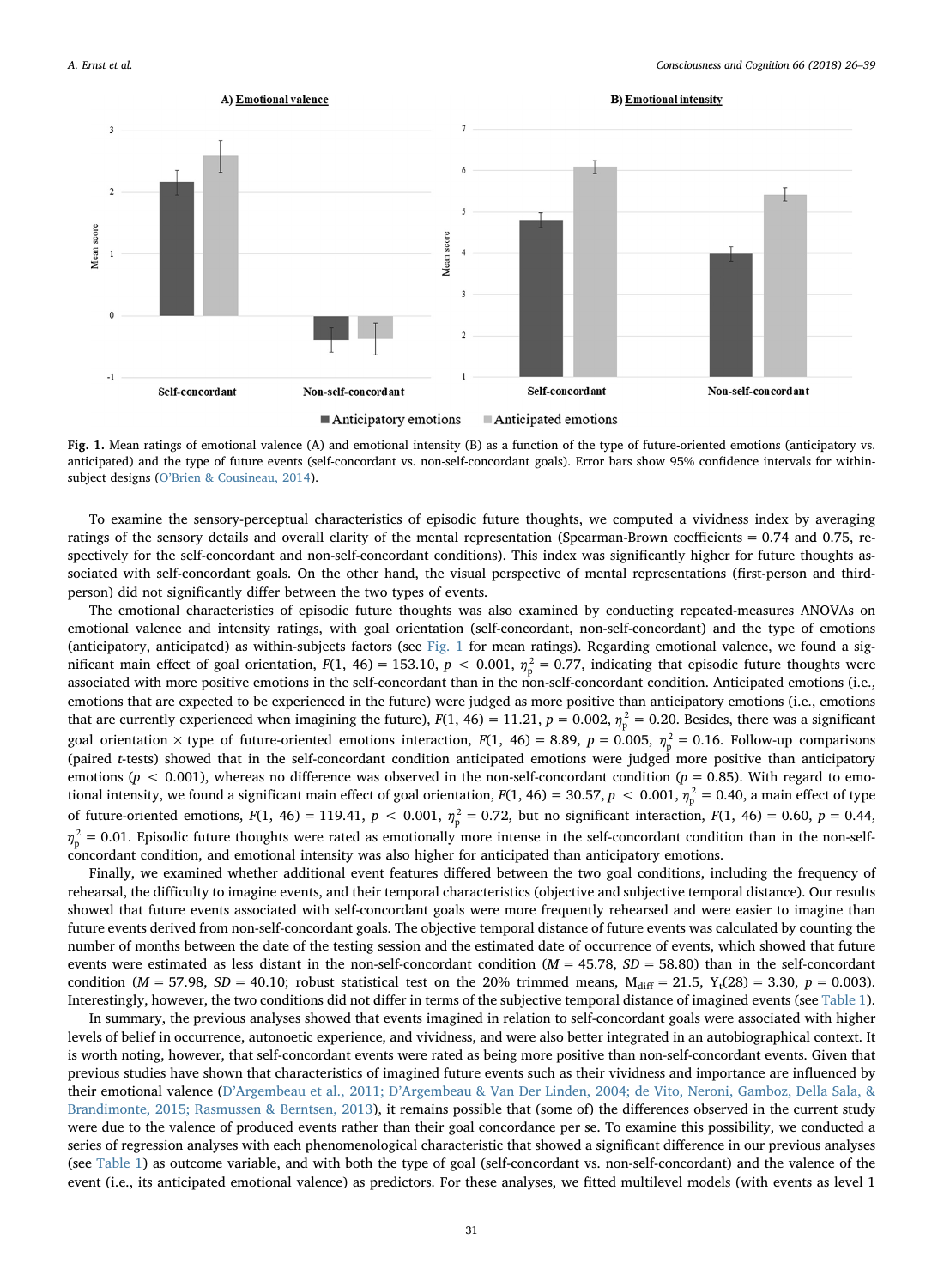**Fig. 1.** Mean ratings of emotional valence (A) and emotional intensity (B) as a function of the type of future-oriented emotions (anticipatory vs. anticipated) and the type of future events (self-concordant vs. non-self-concordant goals). Error bars show 95% confidence intervals for within-subject designs (O'Brien & Cousineau, 2014).

To examine the sensory-perceptual characteristics of episodic future thoughts, we computed a vividness index by averaging ratings of the sensory details and overall clarity of the mental representation (Spearman-Brown coefficients = 0.74 and 0.75, respectively for the self-concordant and non-self-concordant conditions). This index was significantly higher for future thoughts associated with self-concordant goals. On the other hand, the visual perspective of mental representations (first-person and third-person) did not significantly differ between the two types of events.

The emotional characteristics of episodic future thoughts was also examined by conducting repeated-measures ANOVAs on emotional valence and intensity ratings, with goal orientation (self-concordant, non-self-concordant) and the type of emotions (anticipatory, anticipated) as within-subjects factors (see Fig. 1 for mean ratings). Regarding emotional valence, we found a significant main effect of goal orientation, $F(1, 46) = 153.10$, $p < 0.001$, $\eta_p^2 = 0.77$, indicating that episodic future thoughts were associated with more positive emotions in the self-concordant than in the non-self-concordant condition. Anticipated emotions (i.e., emotions that are expected to be experienced in the future) were judged as more positive than anticipatory emotions (i.e., emotions that are currently experienced when imagining the future), $F(1, 46) = 11.21$, $p = 0.002$, $\eta_p^2 = 0.20$. Besides, there was a significant goal orientation × type of future-oriented emotions interaction, $F(1, 46) = 8.89$, $p = 0.005$, $\eta_p^2 = 0.16$. Follow-up comparisons (paired *t*-tests) showed that in the self-concordant condition anticipated emotions were judged more positive than anticipatory emotions ($p < 0.001$), whereas no difference was observed in the non-self-concordant condition ($p = 0.85$). With regard to emotional intensity, we found a significant main effect of goal orientation, $F(1, 46) = 30.57$, $p < 0.001$, $\eta_p^2 = 0.40$, a main effect of type of future-oriented emotions, $F(1, 46) = 119.41$, $p < 0.001$, $\eta_p^2 = 0.72$, but no significant interaction, $F(1, 46) = 0.60$, $p = 0.44$, $\eta_p^2 = 0.01$. Episodic future thoughts were rated as emotionally more intense in the self-concordant condition than in the non-self-concordant condition, and emotional intensity was also higher for anticipated than anticipatory emotions.

Finally, we examined whether additional event features differed between the two goal conditions, including the frequency of rehearsal, the difficulty to imagine events, and their temporal characteristics (objective and subjective temporal distance). Our results showed that future events associated with self-concordant goals were more frequently rehearsed and were easier to imagine than future events derived from non-self-concordant goals. The objective temporal distance of future events was calculated by counting the number of months between the date of the testing session and the estimated date of occurrence of events, which showed that future events were estimated as less distant in the non-self-concordant condition ($M = 45.78$, $SD = 58.80$) than in the self-concordant condition ($M = 57.98$, $SD = 40.10$; robust statistical test on the 20% trimmed means, $M_{diff} = 21.5$, $Y_t(28) = 3.30$, $p = 0.003$). Interestingly, however, the two conditions did not differ in terms of the subjective temporal distance of imagined events (see Table 1).

In summary, the previous analyses showed that events imagined in relation to self-concordant goals were associated with higher levels of belief in occurrence, autonoetic experience, and vividness, and were also better integrated in an autobiographical context. It is worth noting, however, that self-concordant events were rated as being more positive than non-self-concordant events. Given that previous studies have shown that characteristics of imagined future events such as their vividness and importance are influenced by their emotional valence (D'Argembeau et al., 2011; D'Argembeau & Van Der Linden, 2004; de Vito, Neroni, Gamboz, Della Sala, & Brandimonte, 2015; Rasmussen & Berntsen, 2013), it remains possible that (some of) the differences observed in the current study were due to the valence of produced events rather than their goal concordance per se. To examine this possibility, we conducted a series of regression analyses with each phenomenological characteristic that showed a significant difference in our previous analyses (see Table 1) as outcome variable, and with both the type of goal (self-concordant vs. non-self-concordant) and the valence of the event (i.e., its anticipated emotional valence) as predictors. For these analyses, we fitted multilevel models (with events as level 1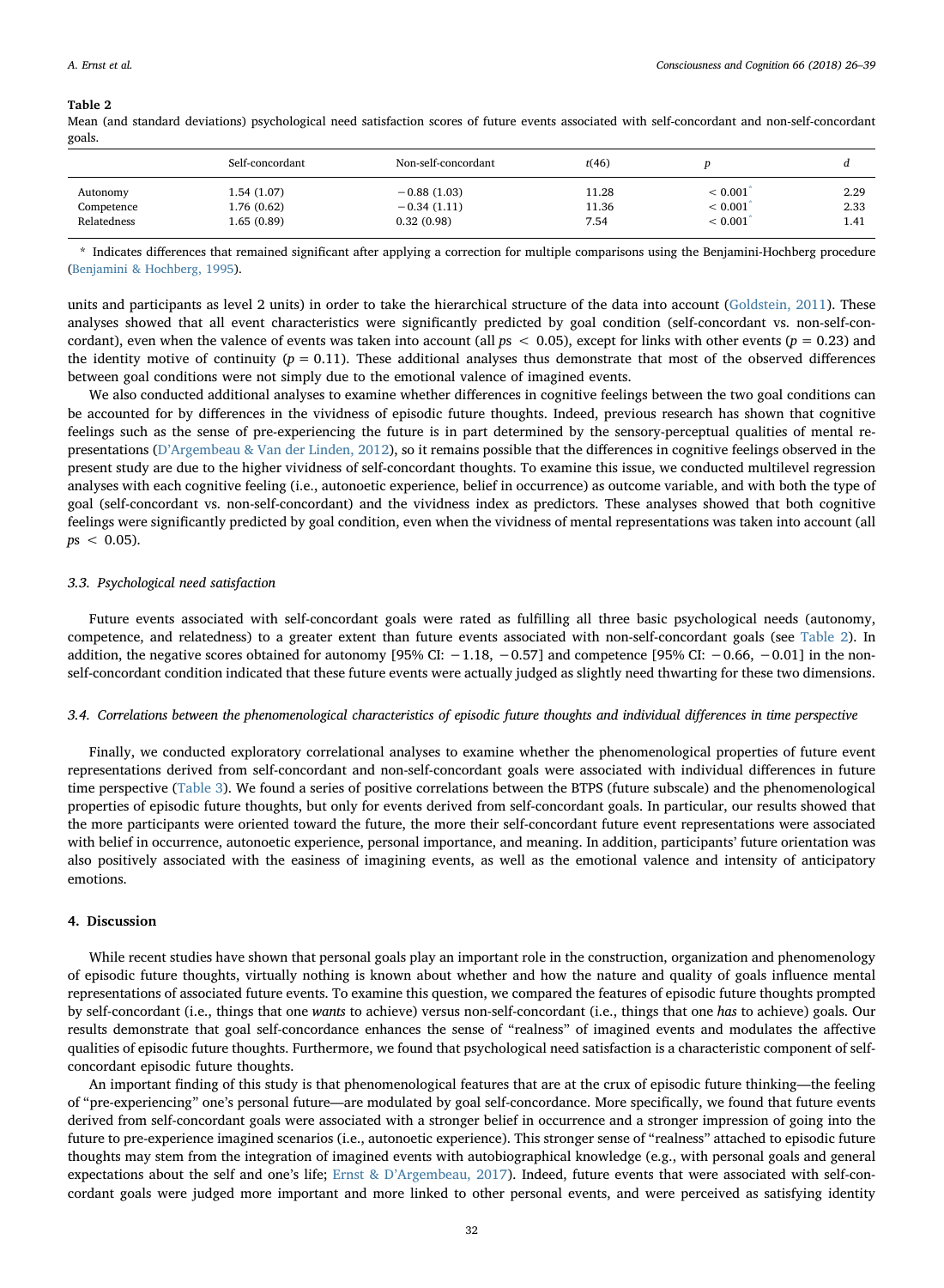**Table 2**
Mean (and standard deviations) psychological need satisfaction scores of future events associated with self-concordant and non-self-concordant goals.

| | Self-concordant | Non-self-concordant | $t(46)$ | $p$ | $d$ |
|---|---|---|---|---|---|
| Autonomy | 1.54 (1.07) | −0.88 (1.03) | 11.28 | < 0.001* | 2.29 |
| Competence | 1.76 (0.62) | −0.34 (1.11) | 11.36 | < 0.001* | 2.33 |
| Relatedness | 1.65 (0.89) | 0.32 (0.98) | 7.54 | < 0.001* | 1.41 |

\* Indicates differences that remained significant after applying a correction for multiple comparisons using the Benjamini-Hochberg procedure (Benjamini & Hochberg, 1995).

units and participants as level 2 units) in order to take the hierarchical structure of the data into account (Goldstein, 2011). These analyses showed that all event characteristics were significantly predicted by goal condition (self-concordant vs. non-self-concordant), even when the valence of events was taken into account (all $ps < 0.05$), except for links with other events ($p = 0.23$) and the identity motive of continuity ($p = 0.11$). These additional analyses thus demonstrate that most of the observed differences between goal conditions were not simply due to the emotional valence of imagined events.

We also conducted additional analyses to examine whether differences in cognitive feelings between the two goal conditions can be accounted for by differences in the vividness of episodic future thoughts. Indeed, previous research has shown that cognitive feelings such as the sense of pre-experiencing the future is in part determined by the sensory-perceptual qualities of mental representations (D'Argembeau & Van der Linden, 2012), so it remains possible that the differences in cognitive feelings observed in the present study are due to the higher vividness of self-concordant thoughts. To examine this issue, we conducted multilevel regression analyses with each cognitive feeling (i.e., autonoetic experience, belief in occurrence) as outcome variable, and with both the type of goal (self-concordant vs. non-self-concordant) and the vividness index as predictors. These analyses showed that both cognitive feelings were significantly predicted by goal condition, even when the vividness of mental representations was taken into account (all $ps < 0.05$).

### 3.3. Psychological need satisfaction

Future events associated with self-concordant goals were rated as fulfilling all three basic psychological needs (autonomy, competence, and relatedness) to a greater extent than future events associated with non-self-concordant goals (see Table 2). In addition, the negative scores obtained for autonomy [95% CI: −1.18, −0.57] and competence [95% CI: −0.66, −0.01] in the non-self-concordant condition indicated that these future events were actually judged as slightly need thwarting for these two dimensions.

### 3.4. Correlations between the phenomenological characteristics of episodic future thoughts and individual differences in time perspective

Finally, we conducted exploratory correlational analyses to examine whether the phenomenological properties of future event representations derived from self-concordant and non-self-concordant goals were associated with individual differences in future time perspective (Table 3). We found a series of positive correlations between the BTPS (future subscale) and the phenomenological properties of episodic future thoughts, but only for events derived from self-concordant goals. In particular, our results showed that the more participants were oriented toward the future, the more their self-concordant future event representations were associated with belief in occurrence, autonoetic experience, personal importance, and meaning. In addition, participants' future orientation was also positively associated with the easiness of imagining events, as well as the emotional valence and intensity of anticipatory emotions.

## 4. Discussion

While recent studies have shown that personal goals play an important role in the construction, organization and phenomenology of episodic future thoughts, virtually nothing is known about whether and how the nature and quality of goals influence mental representations of associated future events. To examine this question, we compared the features of episodic future thoughts prompted by self-concordant (i.e., things that one *wants* to achieve) versus non-self-concordant (i.e., things that one *has* to achieve) goals. Our results demonstrate that goal self-concordance enhances the sense of "realness" of imagined events and modulates the affective qualities of episodic future thoughts. Furthermore, we found that psychological need satisfaction is a characteristic component of self-concordant episodic future thoughts.

An important finding of this study is that phenomenological features that are at the crux of episodic future thinking—the feeling of "pre-experiencing" one's personal future—are modulated by goal self-concordance. More specifically, we found that future events derived from self-concordant goals were associated with a stronger belief in occurrence and a stronger impression of going into the future to pre-experience imagined scenarios (i.e., autonoetic experience). This stronger sense of "realness" attached to episodic future thoughts may stem from the integration of imagined events with autobiographical knowledge (e.g., with personal goals and general expectations about the self and one's life; Ernst & D'Argembeau, 2017). Indeed, future events that were associated with self-concordant goals were judged more important and more linked to other personal events, and were perceived as satisfying identity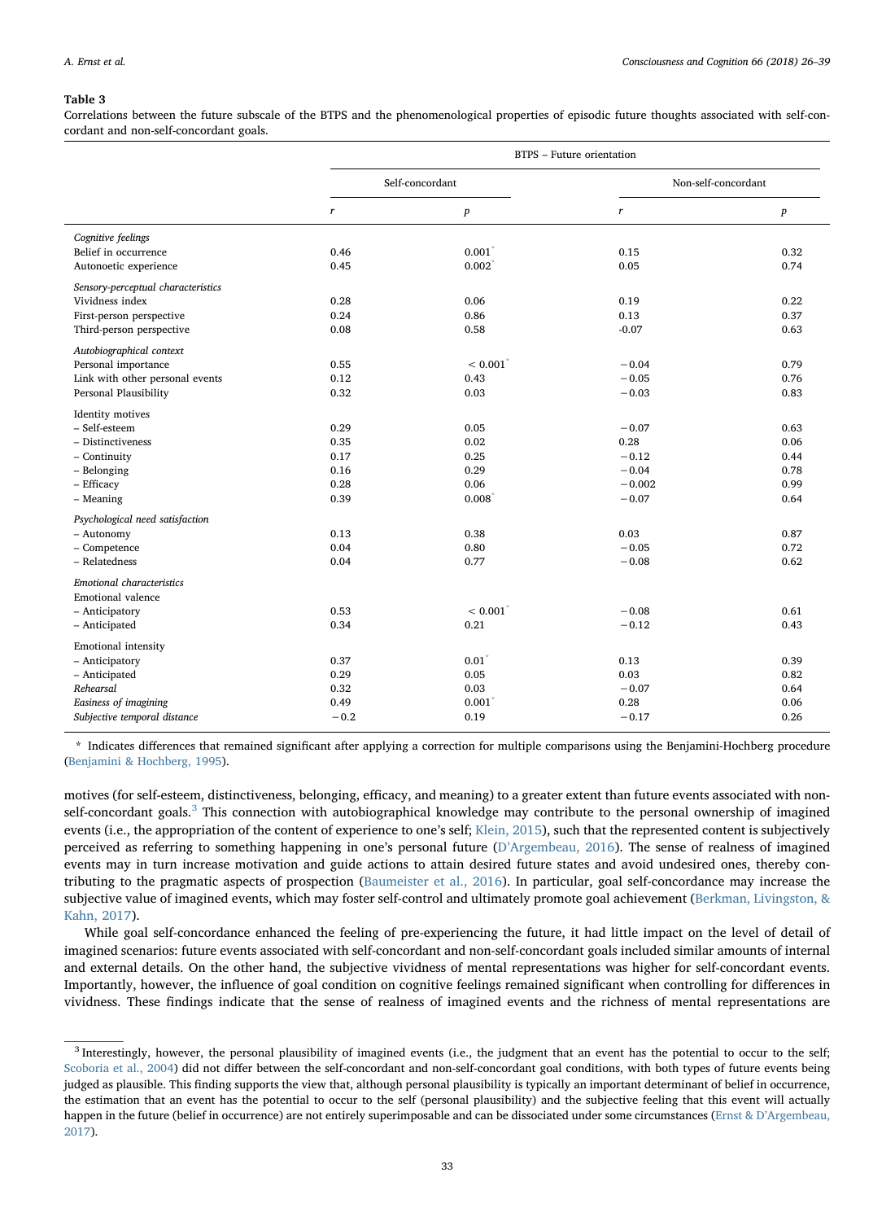**Table 3**

Correlations between the future subscale of the BTPS and the phenomenological properties of episodic future thoughts associated with self-concordant and non-self-concordant goals.

| | BTPS – Future orientation | | | |
|---|---|---|---|---|
| | Self-concordant | | Non-self-concordant | |
| | *r* | *p* | *r* | *p* |
| *Cognitive feelings* | | | | |
| Belief in occurrence | 0.46 | 0.001* | 0.15 | 0.32 |
| Autonoetic experience | 0.45 | 0.002* | 0.05 | 0.74 |
| *Sensory-perceptual characteristics* | | | | |
| Vividness index | 0.28 | 0.06 | 0.19 | 0.22 |
| First-person perspective | 0.24 | 0.86 | 0.13 | 0.37 |
| Third-person perspective | 0.08 | 0.58 | -0.07 | 0.63 |
| *Autobiographical context* | | | | |
| Personal importance | 0.55 | < 0.001* | −0.04 | 0.79 |
| Link with other personal events | 0.12 | 0.43 | −0.05 | 0.76 |
| Personal Plausibility | 0.32 | 0.03 | −0.03 | 0.83 |
| Identity motives | | | | |
| – Self-esteem | 0.29 | 0.05 | −0.07 | 0.63 |
| – Distinctiveness | 0.35 | 0.02 | 0.28 | 0.06 |
| – Continuity | 0.17 | 0.25 | −0.12 | 0.44 |
| – Belonging | 0.16 | 0.29 | −0.04 | 0.78 |
| – Efficacy | 0.28 | 0.06 | −0.002 | 0.99 |
| – Meaning | 0.39 | 0.008* | −0.07 | 0.64 |
| *Psychological need satisfaction* | | | | |
| – Autonomy | 0.13 | 0.38 | 0.03 | 0.87 |
| – Competence | 0.04 | 0.80 | −0.05 | 0.72 |
| – Relatedness | 0.04 | 0.77 | −0.08 | 0.62 |
| *Emotional characteristics* | | | | |
| Emotional valence | | | | |
| – Anticipatory | 0.53 | < 0.001* | −0.08 | 0.61 |
| – Anticipated | 0.34 | 0.21 | −0.12 | 0.43 |
| Emotional intensity | | | | |
| – Anticipatory | 0.37 | 0.01* | 0.13 | 0.39 |
| – Anticipated | 0.29 | 0.05 | 0.03 | 0.82 |
| *Rehearsal* | 0.32 | 0.03 | −0.07 | 0.64 |
| *Easiness of imagining* | 0.49 | 0.001* | 0.28 | 0.06 |
| *Subjective temporal distance* | −0.2 | 0.19 | −0.17 | 0.26 |

\* Indicates differences that remained significant after applying a correction for multiple comparisons using the Benjamini-Hochberg procedure (Benjamini & Hochberg, 1995).

motives (for self-esteem, distinctiveness, belonging, efficacy, and meaning) to a greater extent than future events associated with non-self-concordant goals.[3] This connection with autobiographical knowledge may contribute to the personal ownership of imagined events (i.e., the appropriation of the content of experience to one's self; Klein, 2015), such that the represented content is subjectively perceived as referring to something happening in one's personal future (D'Argembeau, 2016). The sense of realness of imagined events may in turn increase motivation and guide actions to attain desired future states and avoid undesired ones, thereby contributing to the pragmatic aspects of prospection (Baumeister et al., 2016). In particular, goal self-concordance may increase the subjective value of imagined events, which may foster self-control and ultimately promote goal achievement (Berkman, Livingston, & Kahn, 2017).

While goal self-concordance enhanced the feeling of pre-experiencing the future, it had little impact on the level of detail of imagined scenarios: future events associated with self-concordant and non-self-concordant goals included similar amounts of internal and external details. On the other hand, the subjective vividness of mental representations was higher for self-concordant events. Importantly, however, the influence of goal condition on cognitive feelings remained significant when controlling for differences in vividness. These findings indicate that the sense of realness of imagined events and the richness of mental representations are

[3] Interestingly, however, the personal plausibility of imagined events (i.e., the judgment that an event has the potential to occur to the self; Scoboria et al., 2004) did not differ between the self-concordant and non-self-concordant goal conditions, with both types of future events being judged as plausible. This finding supports the view that, although personal plausibility is typically an important determinant of belief in occurrence, the estimation that an event has the potential to occur to the self (personal plausibility) and the subjective feeling that this event will actually happen in the future (belief in occurrence) are not entirely superimposable and can be dissociated under some circumstances (Ernst & D'Argembeau, 2017).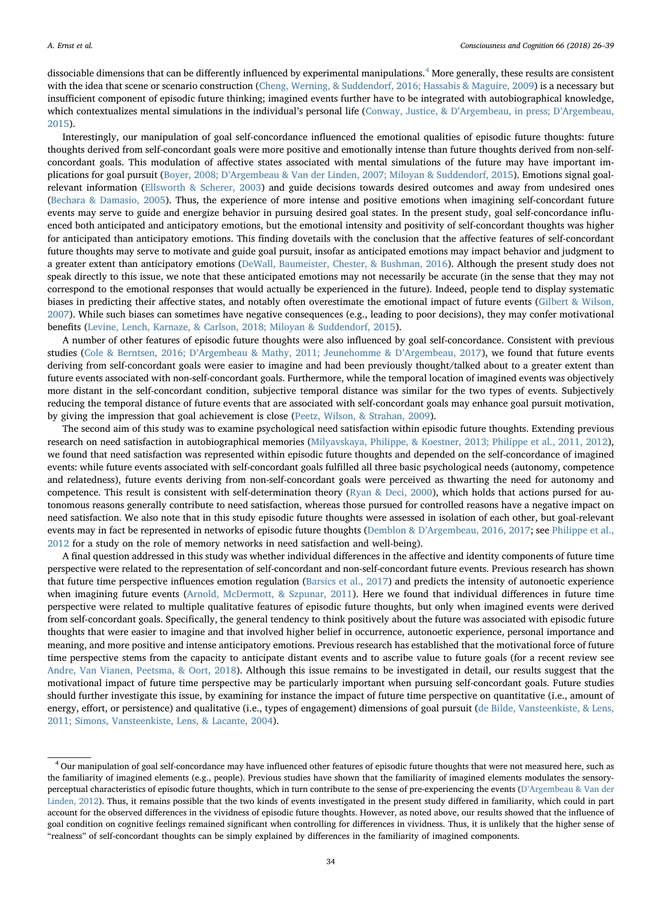dissociable dimensions that can be differently influenced by experimental manipulations.[4] More generally, these results are consistent with the idea that scene or scenario construction (Cheng, Werning, & Suddendorf, 2016; Hassabis & Maguire, 2009) is a necessary but insufficient component of episodic future thinking; imagined events further have to be integrated with autobiographical knowledge, which contextualizes mental simulations in the individual's personal life (Conway, Justice, & D'Argembeau, in press; D'Argembeau, 2015).

Interestingly, our manipulation of goal self-concordance influenced the emotional qualities of episodic future thoughts: future thoughts derived from self-concordant goals were more positive and emotionally intense than future thoughts derived from non-self-concordant goals. This modulation of affective states associated with mental simulations of the future may have important implications for goal pursuit (Boyer, 2008; D'Argembeau & Van der Linden, 2007; Miloyan & Suddendorf, 2015). Emotions signal goal-relevant information (Ellsworth & Scherer, 2003) and guide decisions towards desired outcomes and away from undesired ones (Bechara & Damasio, 2005). Thus, the experience of more intense and positive emotions when imagining self-concordant future events may serve to guide and energize behavior in pursuing desired goal states. In the present study, goal self-concordance influenced both anticipated and anticipatory emotions, but the emotional intensity and positivity of self-concordant thoughts was higher for anticipated than anticipatory emotions. This finding dovetails with the conclusion that the affective features of self-concordant future thoughts may serve to motivate and guide goal pursuit, insofar as anticipated emotions may impact behavior and judgment to a greater extent than anticipatory emotions (DeWall, Baumeister, Chester, & Bushman, 2016). Although the present study does not speak directly to this issue, we note that these anticipated emotions may not necessarily be accurate (in the sense that they may not correspond to the emotional responses that would actually be experienced in the future). Indeed, people tend to display systematic biases in predicting their affective states, and notably often overestimate the emotional impact of future events (Gilbert & Wilson, 2007). While such biases can sometimes have negative consequences (e.g., leading to poor decisions), they may confer motivational benefits (Levine, Lench, Karnaze, & Carlson, 2018; Miloyan & Suddendorf, 2015).

A number of other features of episodic future thoughts were also influenced by goal self-concordance. Consistent with previous studies (Cole & Berntsen, 2016; D'Argembeau & Mathy, 2011; Jeunehomme & D'Argembeau, 2017), we found that future events deriving from self-concordant goals were easier to imagine and had been previously thought/talked about to a greater extent than future events associated with non-self-concordant goals. Furthermore, while the temporal location of imagined events was objectively more distant in the self-concordant condition, subjective temporal distance was similar for the two types of events. Subjectively reducing the temporal distance of future events that are associated with self-concordant goals may enhance goal pursuit motivation, by giving the impression that goal achievement is close (Peetz, Wilson, & Strahan, 2009).

The second aim of this study was to examine psychological need satisfaction within episodic future thoughts. Extending previous research on need satisfaction in autobiographical memories (Milyavskaya, Philippe, & Koestner, 2013; Philippe et al., 2011, 2012), we found that need satisfaction was represented within episodic future thoughts and depended on the self-concordance of imagined events: while future events associated with self-concordant goals fulfilled all three basic psychological needs (autonomy, competence and relatedness), future events deriving from non-self-concordant goals were perceived as thwarting the need for autonomy and competence. This result is consistent with self-determination theory (Ryan & Deci, 2000), which holds that actions pursed for autonomous reasons generally contribute to need satisfaction, whereas those pursued for controlled reasons have a negative impact on need satisfaction. We also note that in this study episodic future thoughts were assessed in isolation of each other, but goal-relevant events may in fact be represented in networks of episodic future thoughts (Demblon & D'Argembeau, 2016, 2017; see Philippe et al., 2012 for a study on the role of memory networks in need satisfaction and well-being).

A final question addressed in this study was whether individual differences in the affective and identity components of future time perspective were related to the representation of self-concordant and non-self-concordant future events. Previous research has shown that future time perspective influences emotion regulation (Barsics et al., 2017) and predicts the intensity of autonoetic experience when imagining future events (Arnold, McDermott, & Szpunar, 2011). Here we found that individual differences in future time perspective were related to multiple qualitative features of episodic future thoughts, but only when imagined events were derived from self-concordant goals. Specifically, the general tendency to think positively about the future was associated with episodic future thoughts that were easier to imagine and that involved higher belief in occurrence, autonoetic experience, personal importance and meaning, and more positive and intense anticipatory emotions. Previous research has established that the motivational force of future time perspective stems from the capacity to anticipate distant events and to ascribe value to future goals (for a recent review see Andre, Van Vianen, Peetsma, & Oort, 2018). Although this issue remains to be investigated in detail, our results suggest that the motivational impact of future time perspective may be particularly important when pursuing self-concordant goals. Future studies should further investigate this issue, by examining for instance the impact of future time perspective on quantitative (i.e., amount of energy, effort, or persistence) and qualitative (i.e., types of engagement) dimensions of goal pursuit (de Bilde, Vansteenkiste, & Lens, 2011; Simons, Vansteenkiste, Lens, & Lacante, 2004).

---

[4] Our manipulation of goal self-concordance may have influenced other features of episodic future thoughts that were not measured here, such as the familiarity of imagined elements (e.g., people). Previous studies have shown that the familiarity of imagined elements modulates the sensory-perceptual characteristics of episodic future thoughts, which in turn contribute to the sense of pre-experiencing the events (D'Argembeau & Van der Linden, 2012). Thus, it remains possible that the two kinds of events investigated in the present study differed in familiarity, which could in part account for the observed differences in the vividness of episodic future thoughts. However, as noted above, our results showed that the influence of goal condition on cognitive feelings remained significant when controlling for differences in vividness. Thus, it is unlikely that the higher sense of "realness" of self-concordant thoughts can be simply explained by differences in the familiarity of imagined components.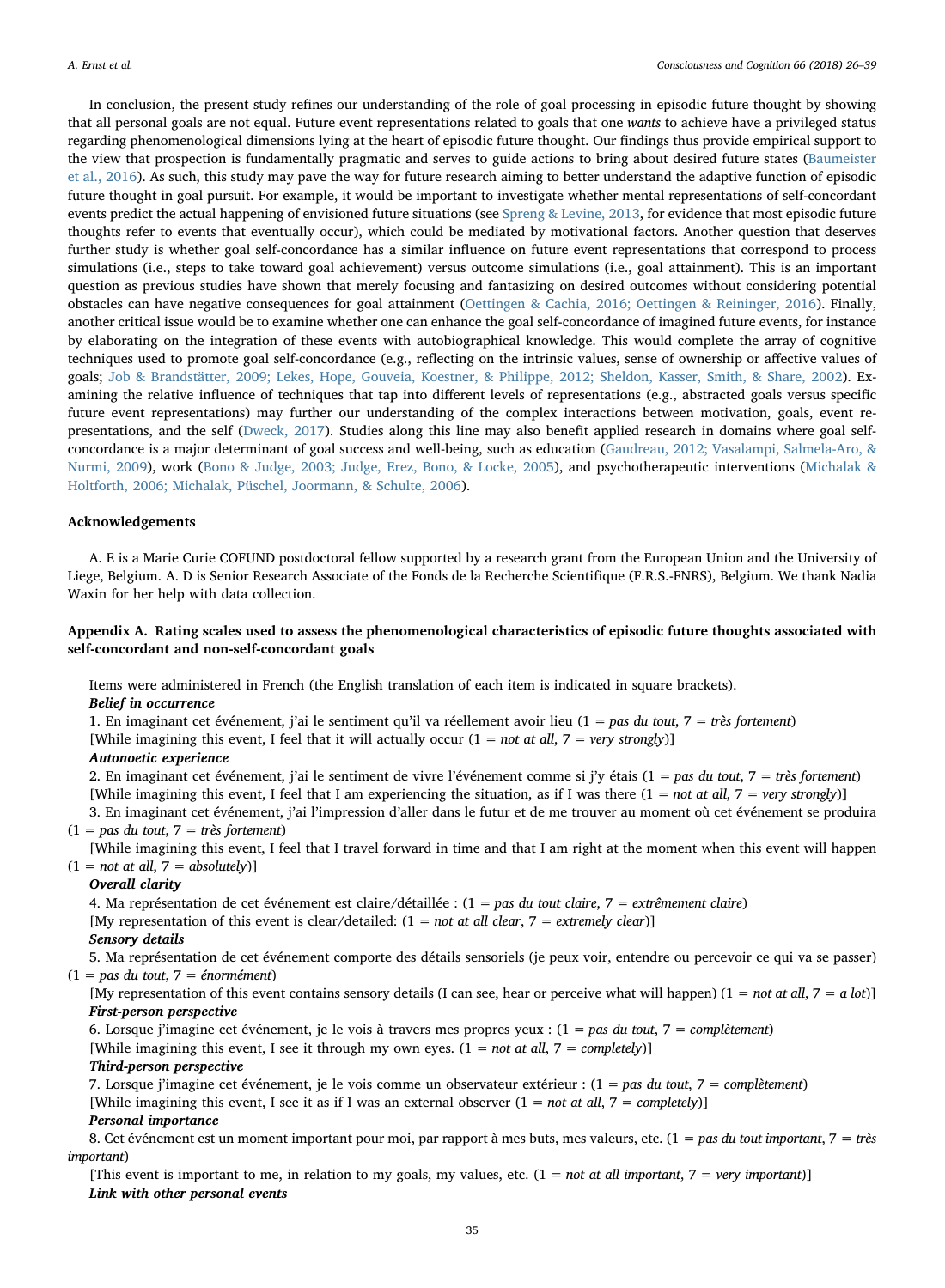In conclusion, the present study refines our understanding of the role of goal processing in episodic future thought by showing that all personal goals are not equal. Future event representations related to goals that one *wants* to achieve have a privileged status regarding phenomenological dimensions lying at the heart of episodic future thought. Our findings thus provide empirical support to the view that prospection is fundamentally pragmatic and serves to guide actions to bring about desired future states (Baumeister et al., 2016). As such, this study may pave the way for future research aiming to better understand the adaptive function of episodic future thought in goal pursuit. For example, it would be important to investigate whether mental representations of self-concordant events predict the actual happening of envisioned future situations (see Spreng & Levine, 2013, for evidence that most episodic future thoughts refer to events that eventually occur), which could be mediated by motivational factors. Another question that deserves further study is whether goal self-concordance has a similar influence on future event representations that correspond to process simulations (i.e., steps to take toward goal achievement) versus outcome simulations (i.e., goal attainment). This is an important question as previous studies have shown that merely focusing and fantasizing on desired outcomes without considering potential obstacles can have negative consequences for goal attainment (Oettingen & Cachia, 2016; Oettingen & Reininger, 2016). Finally, another critical issue would be to examine whether one can enhance the goal self-concordance of imagined future events, for instance by elaborating on the integration of these events with autobiographical knowledge. This would complete the array of cognitive techniques used to promote goal self-concordance (e.g., reflecting on the intrinsic values, sense of ownership or affective values of goals; Job & Brandstätter, 2009; Lekes, Hope, Gouveia, Koestner, & Philippe, 2012; Sheldon, Kasser, Smith, & Share, 2002). Examining the relative influence of techniques that tap into different levels of representations (e.g., abstracted goals versus specific future event representations) may further our understanding of the complex interactions between motivation, goals, event representations, and the self (Dweck, 2017). Studies along this line may also benefit applied research in domains where goal self-concordance is a major determinant of goal success and well-being, such as education (Gaudreau, 2012; Vasalampi, Salmela-Aro, & Nurmi, 2009), work (Bono & Judge, 2003; Judge, Erez, Bono, & Locke, 2005), and psychotherapeutic interventions (Michalak & Holtforth, 2006; Michalak, Püschel, Joormann, & Schulte, 2006).

## Acknowledgements

A. E is a Marie Curie COFUND postdoctoral fellow supported by a research grant from the European Union and the University of Liege, Belgium. A. D is Senior Research Associate of the Fonds de la Recherche Scientifique (F.R.S.-FNRS), Belgium. We thank Nadia Waxin for her help with data collection.

## Appendix A. Rating scales used to assess the phenomenological characteristics of episodic future thoughts associated with self-concordant and non-self-concordant goals

Items were administered in French (the English translation of each item is indicated in square brackets).

***Belief in occurrence***

1. En imaginant cet événement, j'ai le sentiment qu'il va réellement avoir lieu (1 = *pas du tout*, 7 = *très fortement*)
[While imagining this event, I feel that it will actually occur (1 = *not at all*, 7 = *very strongly*)]

***Autonoetic experience***

2. En imaginant cet événement, j'ai le sentiment de vivre l'événement comme si j'y étais (1 = *pas du tout*, 7 = *très fortement*)
[While imagining this event, I feel that I am experiencing the situation, as if I was there (1 = *not at all*, 7 = *very strongly*)]

3. En imaginant cet événement, j'ai l'impression d'aller dans le futur et de me trouver au moment où cet événement se produira (1 = *pas du tout*, 7 = *très fortement*)
[While imagining this event, I feel that I travel forward in time and that I am right at the moment when this event will happen (1 = *not at all*, 7 = *absolutely*)]

***Overall clarity***

4. Ma représentation de cet événement est claire/détaillée : (1 = *pas du tout claire*, 7 = *extrêmement claire*)
[My representation of this event is clear/detailed: (1 = *not at all clear*, 7 = *extremely clear*)]

***Sensory details***

5. Ma représentation de cet événement comporte des détails sensoriels (je peux voir, entendre ou percevoir ce qui va se passer) (1 = *pas du tout*, 7 = *énormément*)
[My representation of this event contains sensory details (I can see, hear or perceive what will happen) (1 = *not at all*, 7 = *a lot*)]

***First-person perspective***

6. Lorsque j'imagine cet événement, je le vois à travers mes propres yeux : (1 = *pas du tout*, 7 = *complètement*)
[While imagining this event, I see it through my own eyes. (1 = *not at all*, 7 = *completely*)]

***Third-person perspective***

7. Lorsque j'imagine cet événement, je le vois comme un observateur extérieur : (1 = *pas du tout*, 7 = *complètement*)
[While imagining this event, I see it as if I was an external observer (1 = *not at all*, 7 = *completely*)]

***Personal importance***

8. Cet événement est un moment important pour moi, par rapport à mes buts, mes valeurs, etc. (1 = *pas du tout important*, 7 = *très important*)
[This event is important to me, in relation to my goals, my values, etc. (1 = *not at all important*, 7 = *very important*)]

***Link with other personal events***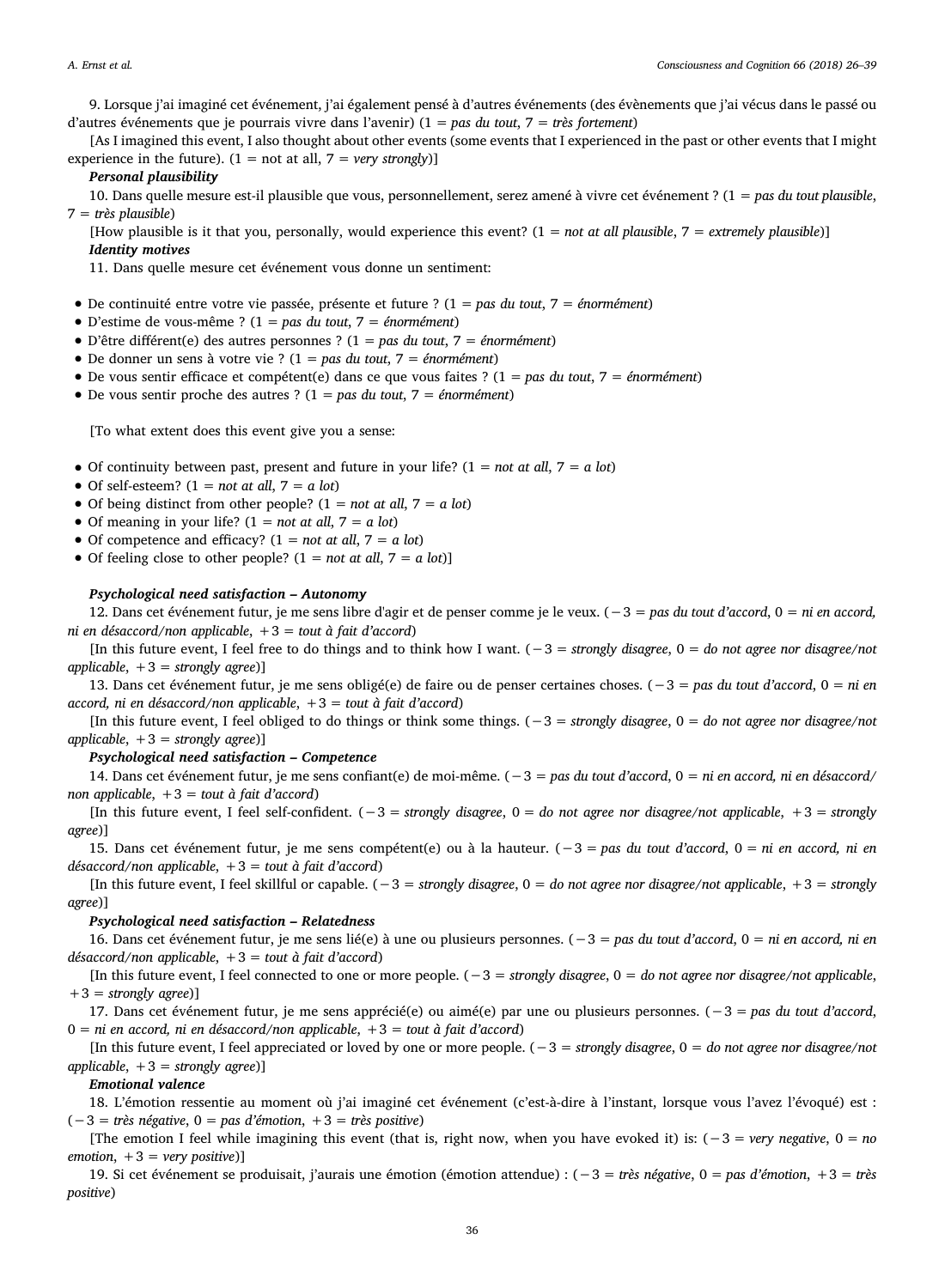9. Lorsque j'ai imaginé cet événement, j'ai également pensé à d'autres événements (des évènements que j'ai vécus dans le passé ou d'autres événements que je pourrais vivre dans l'avenir) (1 = *pas du tout*, 7 = *très fortement*)

[As I imagined this event, I also thought about other events (some events that I experienced in the past or other events that I might experience in the future). (1 = not at all, 7 = *very strongly*)]

***Personal plausibility***

10. Dans quelle mesure est-il plausible que vous, personnellement, serez amené à vivre cet événement ? (1 = *pas du tout plausible*, 7 = *très plausible*)

[How plausible is it that you, personally, would experience this event? (1 = *not at all plausible*, 7 = *extremely plausible*)]

***Identity motives***

11. Dans quelle mesure cet événement vous donne un sentiment:

- De continuité entre votre vie passée, présente et future ? (1 = *pas du tout*, 7 = *énormément*)
- D'estime de vous-même ? (1 = *pas du tout*, 7 = *énormément*)
- D'être différent(e) des autres personnes ? (1 = *pas du tout*, 7 = *énormément*)
- De donner un sens à votre vie ? (1 = *pas du tout*, 7 = *énormément*)
- De vous sentir efficace et compétent(e) dans ce que vous faites ? (1 = *pas du tout*, 7 = *énormément*)
- De vous sentir proche des autres ? (1 = *pas du tout*, 7 = *énormément*)

[To what extent does this event give you a sense:

- Of continuity between past, present and future in your life? (1 = *not at all*, 7 = *a lot*)
- Of self-esteem? (1 = *not at all*, 7 = *a lot*)
- Of being distinct from other people? (1 = *not at all*, 7 = *a lot*)
- Of meaning in your life? (1 = *not at all*, 7 = *a lot*)
- Of competence and efficacy? (1 = *not at all*, 7 = *a lot*)
- Of feeling close to other people? (1 = *not at all*, 7 = *a lot*)]

***Psychological need satisfaction – Autonomy***

12. Dans cet événement futur, je me sens libre d'agir et de penser comme je le veux. (−3 = *pas du tout d'accord*, 0 = *ni en accord, ni en désaccord/non applicable*, +3 = *tout à fait d'accord*)

[In this future event, I feel free to do things and to think how I want. (−3 = *strongly disagree*, 0 = *do not agree nor disagree/not applicable*, +3 = *strongly agree*)]

13. Dans cet événement futur, je me sens obligé(e) de faire ou de penser certaines choses. (−3 = *pas du tout d'accord*, 0 = *ni en accord, ni en désaccord/non applicable*, +3 = *tout à fait d'accord*)

[In this future event, I feel obliged to do things or think some things. (−3 = *strongly disagree*, 0 = *do not agree nor disagree/not applicable*, +3 = *strongly agree*)]

***Psychological need satisfaction – Competence***

14. Dans cet événement futur, je me sens confiant(e) de moi-même. (−3 = *pas du tout d'accord*, 0 = *ni en accord, ni en désaccord/non applicable*, +3 = *tout à fait d'accord*)

[In this future event, I feel self-confident. (−3 = *strongly disagree*, 0 = *do not agree nor disagree/not applicable*, +3 = *strongly agree*)]

15. Dans cet événement futur, je me sens compétent(e) ou à la hauteur. (−3 = *pas du tout d'accord*, 0 = *ni en accord, ni en désaccord/non applicable*, +3 = *tout à fait d'accord*)

[In this future event, I feel skillful or capable. (−3 = *strongly disagree*, 0 = *do not agree nor disagree/not applicable*, +3 = *strongly agree*)]

***Psychological need satisfaction – Relatedness***

16. Dans cet événement futur, je me sens lié(e) à une ou plusieurs personnes. (−3 = *pas du tout d'accord*, 0 = *ni en accord, ni en désaccord/non applicable*, +3 = *tout à fait d'accord*)

[In this future event, I feel connected to one or more people. (−3 = *strongly disagree*, 0 = *do not agree nor disagree/not applicable*, +3 = *strongly agree*)]

17. Dans cet événement futur, je me sens apprécié(e) ou aimé(e) par une ou plusieurs personnes. (−3 = *pas du tout d'accord*, 0 = *ni en accord, ni en désaccord/non applicable*, +3 = *tout à fait d'accord*)

[In this future event, I feel appreciated or loved by one or more people. (−3 = *strongly disagree*, 0 = *do not agree nor disagree/not applicable*, +3 = *strongly agree*)]

***Emotional valence***

18. L'émotion ressentie au moment où j'ai imaginé cet événement (c'est-à-dire à l'instant, lorsque vous l'avez évoqué) est : (−3 = *très négative*, 0 = *pas d'émotion*, +3 = *très positive*)

[The emotion I feel while imagining this event (that is, right now, when you have evoked it) is: (−3 = *very negative*, 0 = *no emotion*, +3 = *very positive*)]

19. Si cet événement se produisait, j'aurais une émotion (émotion attendue) : (−3 = *très négative*, 0 = *pas d'émotion*, +3 = *très positive*)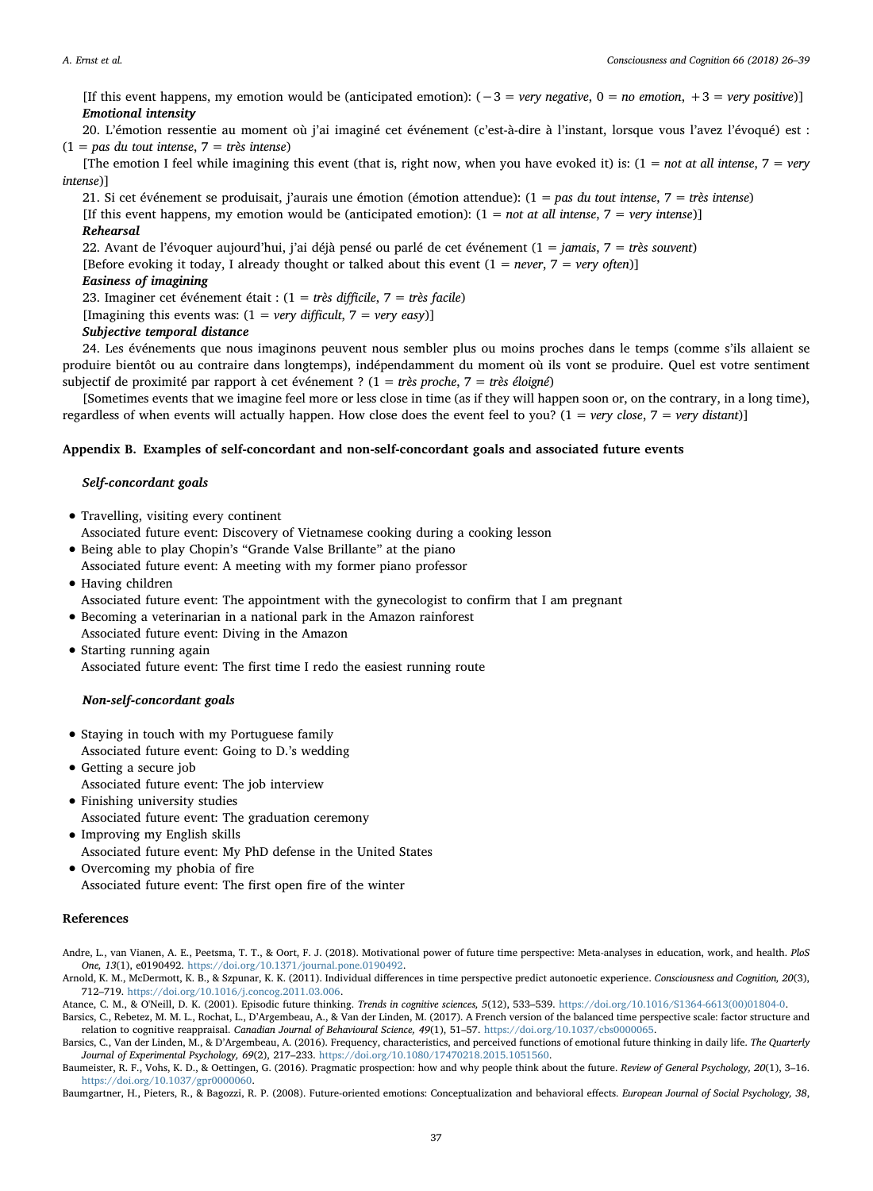[If this event happens, my emotion would be (anticipated emotion): (−3 = *very negative*, 0 = *no emotion*, +3 = *very positive*)]

***Emotional intensity***

20. L'émotion ressentie au moment où j'ai imaginé cet événement (c'est-à-dire à l'instant, lorsque vous l'avez l'évoqué) est : (1 = *pas du tout intense*, 7 = *très intense*)

[The emotion I feel while imagining this event (that is, right now, when you have evoked it) is: (1 = *not at all intense*, 7 = *very intense*)]

21. Si cet événement se produisait, j'aurais une émotion (émotion attendue): (1 = *pas du tout intense*, 7 = *très intense*)

[If this event happens, my emotion would be (anticipated emotion): (1 = *not at all intense*, 7 = *very intense*)]

***Rehearsal***

22. Avant de l'évoquer aujourd'hui, j'ai déjà pensé ou parlé de cet événement (1 = *jamais*, 7 = *très souvent*)

[Before evoking it today, I already thought or talked about this event (1 = *never*, 7 = *very often*)]

***Easiness of imagining***

23. Imaginer cet événement était : (1 = *très difficile*, 7 = *très facile*)

[Imagining this events was: (1 = *very difficult*, 7 = *very easy*)]

***Subjective temporal distance***

24. Les événements que nous imaginons peuvent nous sembler plus ou moins proches dans le temps (comme s'ils allaient se produire bientôt ou au contraire dans longtemps), indépendamment du moment où ils vont se produire. Quel est votre sentiment subjectif de proximité par rapport à cet événement ? (1 = *très proche*, 7 = *très éloigné*)

[Sometimes events that we imagine feel more or less close in time (as if they will happen soon or, on the contrary, in a long time), regardless of when events will actually happen. How close does the event feel to you? (1 = *very close*, 7 = *very distant*)]

## Appendix B. Examples of self-concordant and non-self-concordant goals and associated future events

***Self-concordant goals***

- Travelling, visiting every continent
  Associated future event: Discovery of Vietnamese cooking during a cooking lesson
- Being able to play Chopin's "Grande Valse Brillante" at the piano
  Associated future event: A meeting with my former piano professor
- Having children
  Associated future event: The appointment with the gynecologist to confirm that I am pregnant
- Becoming a veterinarian in a national park in the Amazon rainforest
  Associated future event: Diving in the Amazon
- Starting running again
  Associated future event: The first time I redo the easiest running route

***Non-self-concordant goals***

- Staying in touch with my Portuguese family
  Associated future event: Going to D.'s wedding
- Getting a secure job
  Associated future event: The job interview
- Finishing university studies
  Associated future event: The graduation ceremony
- Improving my English skills
  Associated future event: My PhD defense in the United States
- Overcoming my phobia of fire
  Associated future event: The first open fire of the winter

## References

Andre, L., van Vianen, A. E., Peetsma, T. T., & Oort, F. J. (2018). Motivational power of future time perspective: Meta-analyses in education, work, and health. *PloS One, 13*(1), e0190492. https://doi.org/10.1371/journal.pone.0190492.

Arnold, K. M., McDermott, K. B., & Szpunar, K. K. (2011). Individual differences in time perspective predict autonoetic experience. *Consciousness and Cognition, 20*(3), 712–719. https://doi.org/10.1016/j.concog.2011.03.006.

Atance, C. M., & O'Neill, D. K. (2001). Episodic future thinking. *Trends in cognitive sciences, 5*(12), 533–539. https://doi.org/10.1016/S1364-6613(00)01804-0.

Barsics, C., Rebetez, M. M. L., Rochat, L., D'Argembeau, A., & Van der Linden, M. (2017). A French version of the balanced time perspective scale: factor structure and relation to cognitive reappraisal. *Canadian Journal of Behavioural Science, 49*(1), 51–57. https://doi.org/10.1037/cbs0000065.

Barsics, C., Van der Linden, M., & D'Argembeau, A. (2016). Frequency, characteristics, and perceived functions of emotional future thinking in daily life. *The Quarterly Journal of Experimental Psychology, 69*(2), 217–233. https://doi.org/10.1080/17470218.2015.1051560.

Baumeister, R. F., Vohs, K. D., & Oettingen, G. (2016). Pragmatic prospection: how and why people think about the future. *Review of General Psychology, 20*(1), 3–16. https://doi.org/10.1037/gpr0000060.

Baumgartner, H., Pieters, R., & Bagozzi, R. P. (2008). Future-oriented emotions: Conceptualization and behavioral effects. *European Journal of Social Psychology, 38*,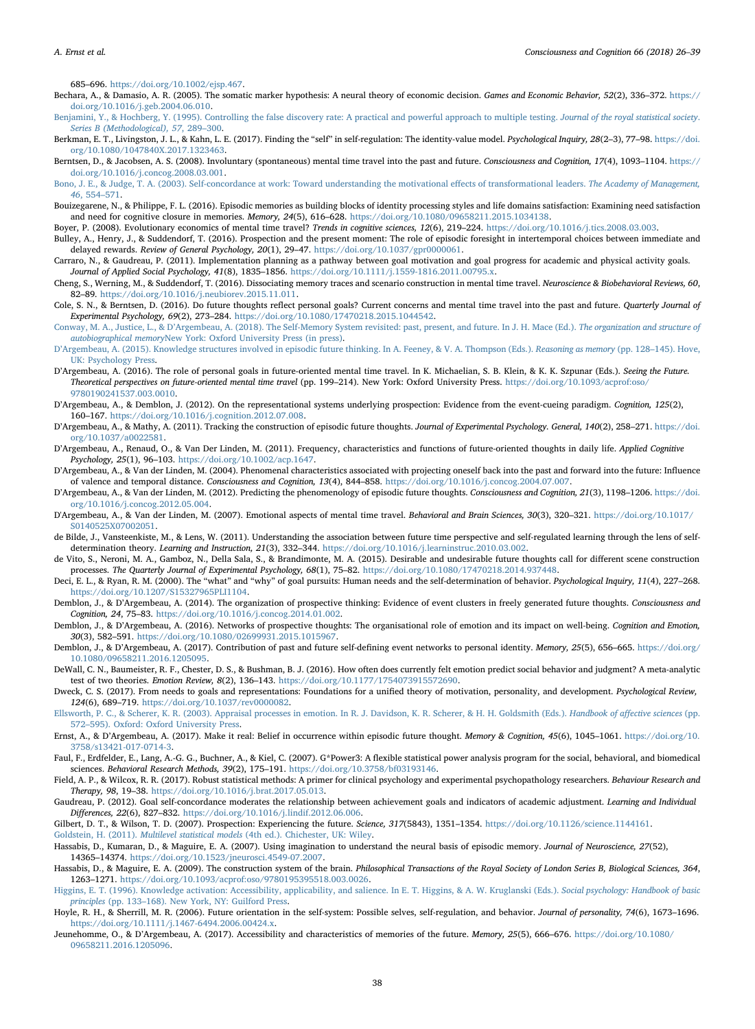685–696. https://doi.org/10.1002/ejsp.467.

Bechara, A., & Damasio, A. R. (2005). The somatic marker hypothesis: A neural theory of economic decision. *Games and Economic Behavior, 52*(2), 336–372. https://doi.org/10.1016/j.geb.2004.06.010.

Benjamini, Y., & Hochberg, Y. (1995). Controlling the false discovery rate: A practical and powerful approach to multiple testing. *Journal of the royal statistical society. Series B (Methodological), 57*, 289–300.

Berkman, E. T., Livingston, J. L., & Kahn, L. E. (2017). Finding the "self" in self-regulation: The identity-value model. *Psychological Inquiry, 28*(2–3), 77–98. https://doi.org/10.1080/1047840X.2017.1323463.

Berntsen, D., & Jacobsen, A. S. (2008). Involuntary (spontaneous) mental time travel into the past and future. *Consciousness and Cognition, 17*(4), 1093–1104. https://doi.org/10.1016/j.concog.2008.03.001.

Bono, J. E., & Judge, T. A. (2003). Self-concordance at work: Toward understanding the motivational effects of transformational leaders. *The Academy of Management, 46*, 554–571.

Bouizegarene, N., & Philippe, F. L. (2016). Episodic memories as building blocks of identity processing styles and life domains satisfaction: Examining need satisfaction and need for cognitive closure in memories. *Memory, 24*(5), 616–628. https://doi.org/10.1080/09658211.2015.1034138.

Boyer, P. (2008). Evolutionary economics of mental time travel? *Trends in cognitive sciences, 12*(6), 219–224. https://doi.org/10.1016/j.tics.2008.03.003.

Bulley, A., Henry, J., & Suddendorf, T. (2016). Prospection and the present moment: The role of episodic foresight in intertemporal choices between immediate and delayed rewards. *Review of General Psychology, 20*(1), 29–47. https://doi.org/10.1037/gpr0000061.

Carraro, N., & Gaudreau, P. (2011). Implementation planning as a pathway between goal motivation and goal progress for academic and physical activity goals. *Journal of Applied Social Psychology, 41*(8), 1835–1856. https://doi.org/10.1111/j.1559-1816.2011.00795.x.

Cheng, S., Werning, M., & Suddendorf, T. (2016). Dissociating memory traces and scenario construction in mental time travel. *Neuroscience & Biobehavioral Reviews, 60*, 82–89. https://doi.org/10.1016/j.neubiorev.2015.11.011.

Cole, S. N., & Berntsen, D. (2016). Do future thoughts reflect personal goals? Current concerns and mental time travel into the past and future. *Quarterly Journal of Experimental Psychology, 69*(2), 273–284. https://doi.org/10.1080/17470218.2015.1044542.

Conway, M. A., Justice, L., & D'Argembeau, A. (2018). The Self-Memory System revisited: past, present, and future. In J. H. Mace (Ed.). *The organization and structure of autobiographical memory*New York: Oxford University Press (in press).

D'Argembeau, A. (2015). Knowledge structures involved in episodic future thinking. In A. Feeney, & V. A. Thompson (Eds.). *Reasoning as memory* (pp. 128–145). Hove, UK: Psychology Press.

D'Argembeau, A. (2016). The role of personal goals in future-oriented mental time travel. In K. Michaelian, S. B. Klein, & K. K. Szpunar (Eds.). *Seeing the Future. Theoretical perspectives on future-oriented mental time travel* (pp. 199–214). New York: Oxford University Press. https://doi.org/10.1093/acprof:oso/9780190241537.003.0010.

D'Argembeau, A., & Demblon, J. (2012). On the representational systems underlying prospection: Evidence from the event-cueing paradigm. *Cognition, 125*(2), 160–167. https://doi.org/10.1016/j.cognition.2012.07.008.

D'Argembeau, A., & Mathy, A. (2011). Tracking the construction of episodic future thoughts. *Journal of Experimental Psychology. General, 140*(2), 258–271. https://doi.org/10.1037/a0022581.

D'Argembeau, A., Renaud, O., & Van Der Linden, M. (2011). Frequency, characteristics and functions of future-oriented thoughts in daily life. *Applied Cognitive Psychology, 25*(1), 96–103. https://doi.org/10.1002/acp.1647.

D'Argembeau, A., & Van der Linden, M. (2004). Phenomenal characteristics associated with projecting oneself back into the past and forward into the future: Influence of valence and temporal distance. *Consciousness and Cognition, 13*(4), 844–858. https://doi.org/10.1016/j.concog.2004.07.007.

D'Argembeau, A., & Van der Linden, M. (2012). Predicting the phenomenology of episodic future thoughts. *Consciousness and Cognition, 21*(3), 1198–1206. https://doi.org/10.1016/j.concog.2012.05.004.

D'Argembeau, A., & Van der Linden, M. (2007). Emotional aspects of mental time travel. *Behavioral and Brain Sciences, 30*(3), 320–321. https://doi.org/10.1017/S0140525X07002051.

de Bilde, J., Vansteenkiste, M., & Lens, W. (2011). Understanding the association between future time perspective and self-regulated learning through the lens of self-determination theory. *Learning and Instruction, 21*(3), 332–344. https://doi.org/10.1016/j.learninstruc.2010.03.002.

de Vito, S., Neroni, M. A., Gamboz, N., Della Sala, S., & Brandimonte, M. A. (2015). Desirable and undesirable future thoughts call for different scene construction processes. *The Quarterly Journal of Experimental Psychology, 68*(1), 75–82. https://doi.org/10.1080/17470218.2014.937448.

Deci, E. L., & Ryan, R. M. (2000). The "what" and "why" of goal pursuits: Human needs and the self-determination of behavior. *Psychological Inquiry, 11*(4), 227–268. https://doi.org/10.1207/S15327965PLI1104.

Demblon, J., & D'Argembeau, A. (2014). The organization of prospective thinking: Evidence of event clusters in freely generated future thoughts. *Consciousness and Cognition, 24*, 75–83. https://doi.org/10.1016/j.concog.2014.01.002.

Demblon, J., & D'Argembeau, A. (2016). Networks of prospective thoughts: The organisational role of emotion and its impact on well-being. *Cognition and Emotion, 30*(3), 582–591. https://doi.org/10.1080/02699931.2015.1015967.

Demblon, J., & D'Argembeau, A. (2017). Contribution of past and future self-defining event networks to personal identity. *Memory, 25*(5), 656–665. https://doi.org/10.1080/09658211.2016.1205095.

DeWall, C. N., Baumeister, R. F., Chester, D. S., & Bushman, B. J. (2016). How often does currently felt emotion predict social behavior and judgment? A meta-analytic test of two theories. *Emotion Review, 8*(2), 136–143. https://doi.org/10.1177/1754073915572690.

Dweck, C. S. (2017). From needs to goals and representations: Foundations for a unified theory of motivation, personality, and development. *Psychological Review, 124*(6), 689–719. https://doi.org/10.1037/rev0000082.

Ellsworth, P. C., & Scherer, K. R. (2003). Appraisal processes in emotion. In R. J. Davidson, K. R. Scherer, & H. H. Goldsmith (Eds.). *Handbook of affective sciences* (pp. 572–595). Oxford: Oxford University Press.

Ernst, A., & D'Argembeau, A. (2017). Make it real: Belief in occurrence within episodic future thought. *Memory & Cognition, 45*(6), 1045–1061. https://doi.org/10.3758/s13421-017-0714-3.

Faul, F., Erdfelder, E., Lang, A.-G. G., Buchner, A., & Kiel, C. (2007). G*Power3: A flexible statistical power analysis program for the social, behavioral, and biomedical sciences. *Behavioral Research Methods, 39*(2), 175–191. https://doi.org/10.3758/bf03193146.

Field, A. P., & Wilcox, R. R. (2017). Robust statistical methods: A primer for clinical psychology and experimental psychopathology researchers. *Behaviour Research and Therapy, 98*, 19–38. https://doi.org/10.1016/j.brat.2017.05.013.

Gaudreau, P. (2012). Goal self-concordance moderates the relationship between achievement goals and indicators of academic adjustment. *Learning and Individual Differences, 22*(6), 827–832. https://doi.org/10.1016/j.lindif.2012.06.006.

Gilbert, D. T., & Wilson, T. D. (2007). Prospection: Experiencing the future. *Science, 317*(5843), 1351–1354. https://doi.org/10.1126/science.1144161.

Goldstein, H. (2011). *Multilevel statistical models* (4th ed.). Chichester, UK: Wiley.

Hassabis, D., Kumaran, D., & Maguire, E. A. (2007). Using imagination to understand the neural basis of episodic memory. *Journal of Neuroscience, 27*(52), 14365–14374. https://doi.org/10.1523/jneurosci.4549-07.2007.

Hassabis, D., & Maguire, E. A. (2009). The construction system of the brain. *Philosophical Transactions of the Royal Society of London Series B, Biological Sciences, 364*, 1263–1271. https://doi.org/10.1093/acprof:oso/9780195395518.003.0026.

Higgins, E. T. (1996). Knowledge activation: Accessibility, applicability, and salience. In E. T. Higgins, & A. W. Kruglanski (Eds.). *Social psychology: Handbook of basic principles* (pp. 133–168). New York, NY: Guilford Press.

Hoyle, R. H., & Sherrill, M. R. (2006). Future orientation in the self-system: Possible selves, self-regulation, and behavior. *Journal of personality, 74*(6), 1673–1696. https://doi.org/10.1111/j.1467-6494.2006.00424.x.

Jeunehomme, O., & D'Argembeau, A. (2017). Accessibility and characteristics of memories of the future. *Memory, 25*(5), 666–676. https://doi.org/10.1080/09658211.2016.1205096.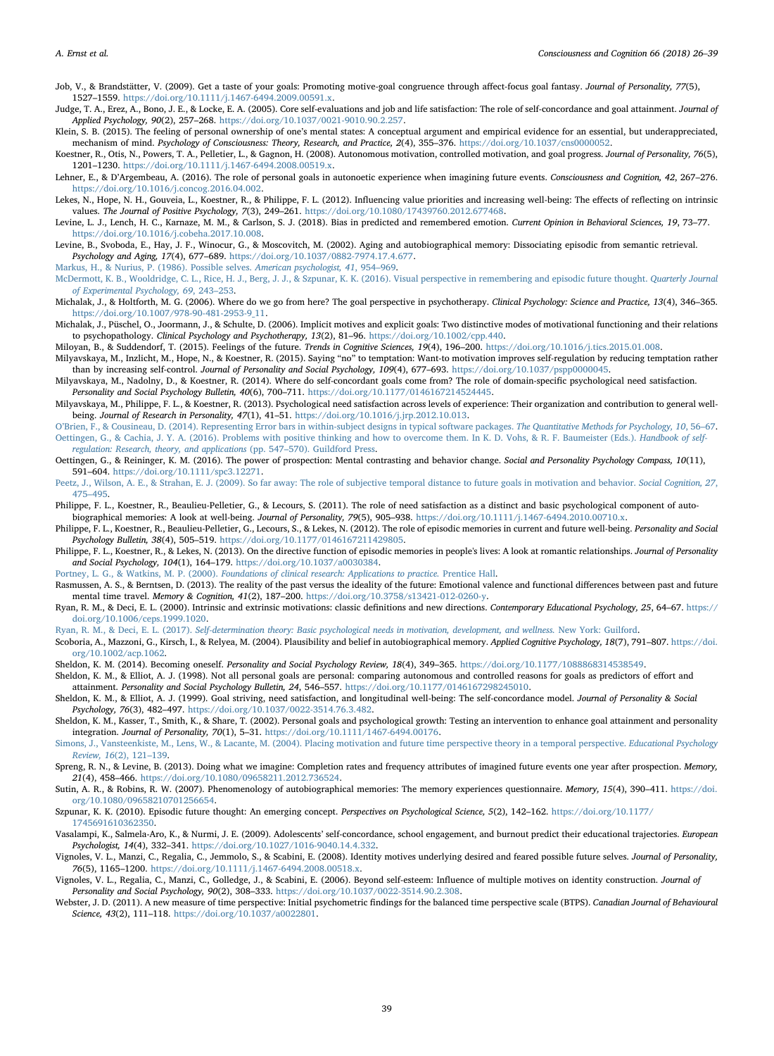Job, V., & Brandstätter, V. (2009). Get a taste of your goals: Promoting motive-goal congruence through affect-focus goal fantasy. *Journal of Personality, 77*(5), 1527–1559. https://doi.org/10.1111/j.1467-6494.2009.00591.x.

Judge, T. A., Erez, A., Bono, J. E., & Locke, E. A. (2005). Core self-evaluations and job and life satisfaction: The role of self-concordance and goal attainment. *Journal of Applied Psychology, 90*(2), 257–268. https://doi.org/10.1037/0021-9010.90.2.257.

Klein, S. B. (2015). The feeling of personal ownership of one's mental states: A conceptual argument and empirical evidence for an essential, but underappreciated, mechanism of mind. *Psychology of Consciousness: Theory, Research, and Practice, 2*(4), 355–376. https://doi.org/10.1037/cns0000052.

Koestner, R., Otis, N., Powers, T. A., Pelletier, L., & Gagnon, H. (2008). Autonomous motivation, controlled motivation, and goal progress. *Journal of Personality, 76*(5), 1201–1230. https://doi.org/10.1111/j.1467-6494.2008.00519.x.

Lehner, E., & D'Argembeau, A. (2016). The role of personal goals in autonoetic experience when imagining future events. *Consciousness and Cognition, 42*, 267–276. https://doi.org/10.1016/j.concog.2016.04.002.

Lekes, N., Hope, N. H., Gouveia, L., Koestner, R., & Philippe, F. L. (2012). Influencing value priorities and increasing well-being: The effects of reflecting on intrinsic values. *The Journal of Positive Psychology, 7*(3), 249–261. https://doi.org/10.1080/17439760.2012.677468.

Levine, L. J., Lench, H. C., Karnaze, M. M., & Carlson, S. J. (2018). Bias in predicted and remembered emotion. *Current Opinion in Behavioral Sciences, 19*, 73–77. https://doi.org/10.1016/j.cobeha.2017.10.008.

Levine, B., Svoboda, E., Hay, J. F., Winocur, G., & Moscovitch, M. (2002). Aging and autobiographical memory: Dissociating episodic from semantic retrieval. *Psychology and Aging, 17*(4), 677–689. https://doi.org/10.1037/0882-7974.17.4.677.

Markus, H., & Nurius, P. (1986). Possible selves. *American psychologist, 41*, 954–969.

McDermott, K. B., Wooldridge, C. L., Rice, H. J., Berg, J. J., & Szpunar, K. K. (2016). Visual perspective in remembering and episodic future thought. *Quarterly Journal of Experimental Psychology, 69*, 243–253.

Michalak, J., & Holtforth, M. G. (2006). Where do we go from here? The goal perspective in psychotherapy. *Clinical Psychology: Science and Practice, 13*(4), 346–365. https://doi.org/10.1007/978-90-481-2953-9_11.

Michalak, J., Püschel, O., Joormann, J., & Schulte, D. (2006). Implicit motives and explicit goals: Two distinctive modes of motivational functioning and their relations to psychopathology. *Clinical Psychology and Psychotherapy, 13*(2), 81–96. https://doi.org/10.1002/cpp.440.

Miloyan, B., & Suddendorf, T. (2015). Feelings of the future. *Trends in Cognitive Sciences, 19*(4), 196–200. https://doi.org/10.1016/j.tics.2015.01.008.

Milyavskaya, M., Inzlicht, M., Hope, N., & Koestner, R. (2015). Saying "no" to temptation: Want-to motivation improves self-regulation by reducing temptation rather than by increasing self-control. *Journal of Personality and Social Psychology, 109*(4), 677–693. https://doi.org/10.1037/pspp0000045.

Milyavskaya, M., Nadolny, D., & Koestner, R. (2014). Where do self-concordant goals come from? The role of domain-specific psychological need satisfaction. *Personality and Social Psychology Bulletin, 40*(6), 700–711. https://doi.org/10.1177/0146167214524445.

Milyavskaya, M., Philippe, F. L., & Koestner, R. (2013). Psychological need satisfaction across levels of experience: Their organization and contribution to general well-being. *Journal of Research in Personality, 47*(1), 41–51. https://doi.org/10.1016/j.jrp.2012.10.013.

O'Brien, F., & Cousineau, D. (2014). Representing Error bars in within-subject designs in typical software packages. *The Quantitative Methods for Psychology, 10*, 56–67.

Oettingen, G., & Cachia, J. Y. A. (2016). Problems with positive thinking and how to overcome them. In K. D. Vohs, & R. F. Baumeister (Eds.). *Handbook of self-regulation: Research, theory, and applications* (pp. 547–570). Guildford Press.

Oettingen, G., & Reininger, K. M. (2016). The power of prospection: Mental contrasting and behavior change. *Social and Personality Psychology Compass, 10*(11), 591–604. https://doi.org/10.1111/spc3.12271.

Peetz, J., Wilson, A. E., & Strahan, E. J. (2009). So far away: The role of subjective temporal distance to future goals in motivation and behavior. *Social Cognition, 27*, 475–495.

Philippe, F. L., Koestner, R., Beaulieu-Pelletier, G., & Lecours, S. (2011). The role of need satisfaction as a distinct and basic psychological component of autobiographical memories: A look at well-being. *Journal of Personality, 79*(5), 905–938. https://doi.org/10.1111/j.1467-6494.2010.00710.x.

Philippe, F. L., Koestner, R., Beaulieu-Pelletier, G., Lecours, S., & Lekes, N. (2012). The role of episodic memories in current and future well-being. *Personality and Social Psychology Bulletin, 38*(4), 505–519. https://doi.org/10.1177/0146167211429805.

Philippe, F. L., Koestner, R., & Lekes, N. (2013). On the directive function of episodic memories in people's lives: A look at romantic relationships. *Journal of Personality and Social Psychology, 104*(1), 164–179. https://doi.org/10.1037/a0030384.

Portney, L. G., & Watkins, M. P. (2000). *Foundations of clinical research: Applications to practice.* Prentice Hall.

Rasmussen, A. S., & Berntsen, D. (2013). The reality of the past versus the ideality of the future: Emotional valence and functional differences between past and future mental time travel. *Memory & Cognition, 41*(2), 187–200. https://doi.org/10.3758/s13421-012-0260-y.

Ryan, R. M., & Deci, E. L. (2000). Intrinsic and extrinsic motivations: classic definitions and new directions. *Contemporary Educational Psychology, 25*, 64–67. https://doi.org/10.1006/ceps.1999.1020.

Ryan, R. M., & Deci, E. L. (2017). *Self-determination theory: Basic psychological needs in motivation, development, and wellness.* New York: Guilford.

Scoboria, A., Mazzoni, G., Kirsch, I., & Relyea, M. (2004). Plausibility and belief in autobiographical memory. *Applied Cognitive Psychology, 18*(7), 791–807. https://doi.org/10.1002/acp.1062.

Sheldon, K. M. (2014). Becoming oneself. *Personality and Social Psychology Review, 18*(4), 349–365. https://doi.org/10.1177/1088868314538549.

Sheldon, K. M., & Elliot, A. J. (1998). Not all personal goals are personal: comparing autonomous and controlled reasons for goals as predictors of effort and attainment. *Personality and Social Psychology Bulletin, 24*, 546–557. https://doi.org/10.1177/0146167298245010.

Sheldon, K. M., & Elliot, A. J. (1999). Goal striving, need satisfaction, and longitudinal well-being: The self-concordance model. *Journal of Personality & Social Psychology, 76*(3), 482–497. https://doi.org/10.1037/0022-3514.76.3.482.

Sheldon, K. M., Kasser, T., Smith, K., & Share, T. (2002). Personal goals and psychological growth: Testing an intervention to enhance goal attainment and personality integration. *Journal of Personality, 70*(1), 5–31. https://doi.org/10.1111/1467-6494.00176.

Simons, J., Vansteenkiste, M., Lens, W., & Lacante, M. (2004). Placing motivation and future time perspective theory in a temporal perspective. *Educational Psychology Review, 16*(2), 121–139.

Spreng, R. N., & Levine, B. (2013). Doing what we imagine: Completion rates and frequency attributes of imagined future events one year after prospection. *Memory, 21*(4), 458–466. https://doi.org/10.1080/09658211.2012.736524.

Sutin, A. R., & Robins, R. W. (2007). Phenomenology of autobiographical memories: The memory experiences questionnaire. *Memory, 15*(4), 390–411. https://doi.org/10.1080/09658210701256654.

Szpunar, K. K. (2010). Episodic future thought: An emerging concept. *Perspectives on Psychological Science, 5*(2), 142–162. https://doi.org/10.1177/1745691610362350.

Vasalampi, K., Salmela-Aro, K., & Nurmi, J. E. (2009). Adolescents' self-concordance, school engagement, and burnout predict their educational trajectories. *European Psychologist, 14*(4), 332–341. https://doi.org/10.1027/1016-9040.14.4.332.

Vignoles, V. L., Manzi, C., Regalia, C., Jemmolo, S., & Scabini, E. (2008). Identity motives underlying desired and feared possible future selves. *Journal of Personality, 76*(5), 1165–1200. https://doi.org/10.1111/j.1467-6494.2008.00518.x.

Vignoles, V. L., Regalia, C., Manzi, C., Golledge, J., & Scabini, E. (2006). Beyond self-esteem: Influence of multiple motives on identity construction. *Journal of Personality and Social Psychology, 90*(2), 308–333. https://doi.org/10.1037/0022-3514.90.2.308.

Webster, J. D. (2011). A new measure of time perspective: Initial psychometric findings for the balanced time perspective scale (BTPS). *Canadian Journal of Behavioural Science, 43*(2), 111–118. https://doi.org/10.1037/a0022801.